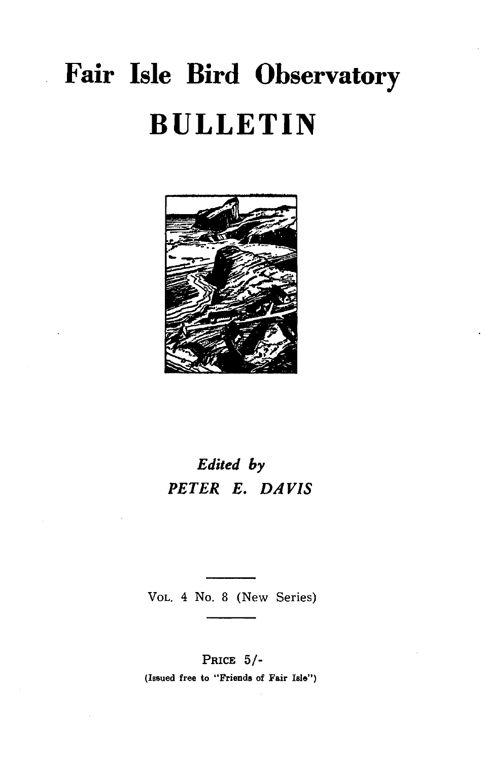# Fair Isle Bird Observatory

# BULLETIN

*Edited by*

*PETER E. DAVIS*

VOL. 4 No. 8 (New Series)

PRICE 5/-

(Issued free to "Friends of Fair Isle")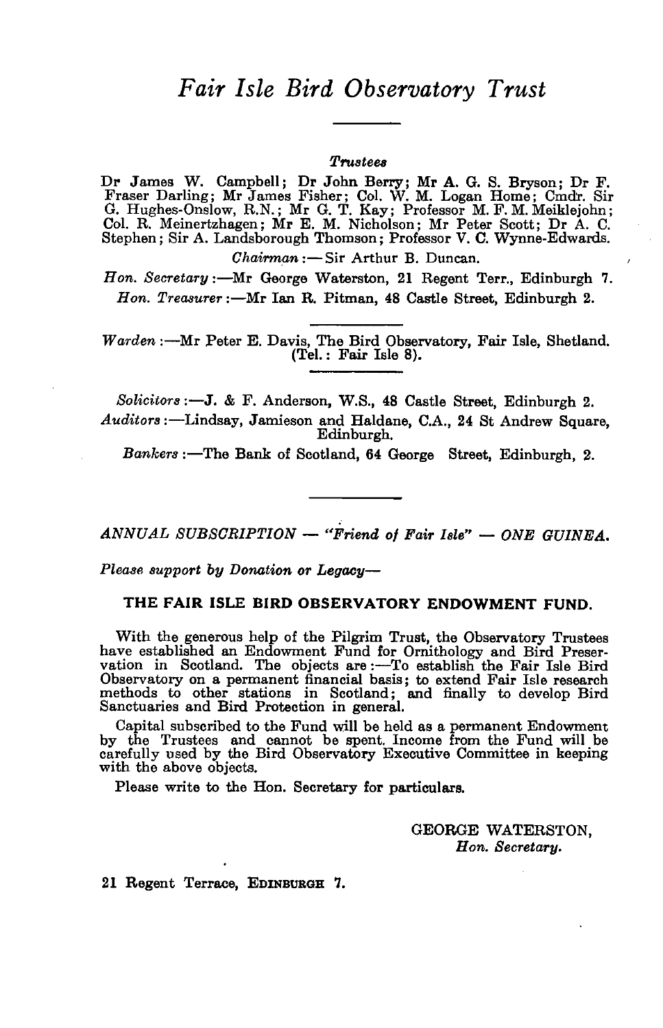# *Fair Isle Bird Observatory Trust*

***Trustees***

Dr James W. Campbell; Dr John Berry; Mr A. G. S. Bryson; Dr F. Fraser Darling; Mr James Fisher; Col. W. M. Logan Home; Cmdr. Sir G. Hughes-Onslow, R.N.; Mr G. T. Kay; Professor M. F. M. Meiklejohn; Col. R. Meinertzhagen; Mr E. M. Nicholson; Mr Peter Scott; Dr A. C. Stephen; Sir A. Landsborough Thomson; Professor V. C. Wynne-Edwards.

*Chairman* :— Sir Arthur B. Duncan.

*Hon. Secretary* :—Mr George Waterston, 21 Regent Terr., Edinburgh 7.

*Hon. Treasurer* :—Mr Ian R. Pitman, 48 Castle Street, Edinburgh 2.

---

*Warden* :—Mr Peter E. Davis, The Bird Observatory, Fair Isle, Shetland. (Tel.: Fair Isle 8).

---

*Solicitors* :—J. & F. Anderson, W.S., 48 Castle Street, Edinburgh 2.

*Auditors* :—Lindsay, Jamieson and Haldane, C.A., 24 St Andrew Square, Edinburgh.

*Bankers* :—The Bank of Scotland, 64 George Street, Edinburgh, 2.

---

*ANNUAL SUBSCRIPTION — "Friend of Fair Isle" — ONE GUINEA.*

*Please support by Donation or Legacy—*

**THE FAIR ISLE BIRD OBSERVATORY ENDOWMENT FUND.**

With the generous help of the Pilgrim Trust, the Observatory Trustees have established an Endowment Fund for Ornithology and Bird Preservation in Scotland. The objects are :—To establish the Fair Isle Bird Observatory on a permanent financial basis; to extend Fair Isle research methods to other stations in Scotland; and finally to develop Bird Sanctuaries and Bird Protection in general.

Capital subscribed to the Fund will be held as a permanent Endowment by the Trustees and cannot be spent. Income from the Fund will be carefully used by the Bird Observatory Executive Committee in keeping with the above objects.

Please write to the Hon. Secretary for particulars.

GEORGE WATERSTON,
*Hon. Secretary.*

21 Regent Terrace, EDINBURGH 7.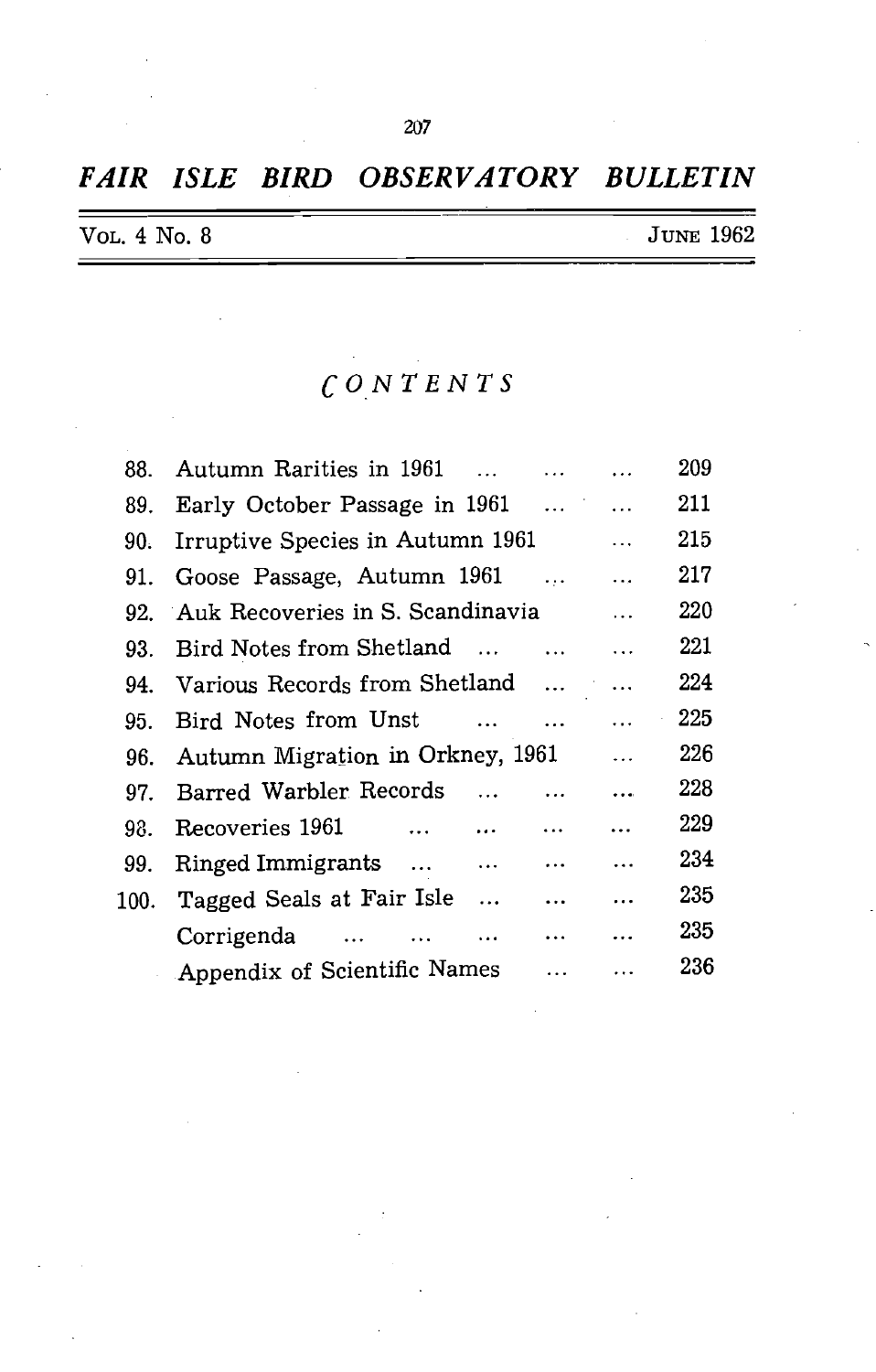# *FAIR ISLE BIRD OBSERVATORY BULLETIN*

Vol. 4 No. 8 — June 1962

## *CONTENTS*

| | | |
|---|---|---|
| 88. | Autumn Rarities in 1961 ... ... ... | 209 |
| 89. | Early October Passage in 1961 ... ... | 211 |
| 90. | Irruptive Species in Autumn 1961 ... | 215 |
| 91. | Goose Passage, Autumn 1961 ... ... | 217 |
| 92. | Auk Recoveries in S. Scandinavia ... | 220 |
| 93. | Bird Notes from Shetland ... ... ... | 221 |
| 94. | Various Records from Shetland ... ... | 224 |
| 95. | Bird Notes from Unst ... ... ... | 225 |
| 96. | Autumn Migration in Orkney, 1961 ... | 226 |
| 97. | Barred Warbler Records ... ... ... | 228 |
| 98. | Recoveries 1961 ... ... ... ... | 229 |
| 99. | Ringed Immigrants ... ... ... ... | 234 |
| 100. | Tagged Seals at Fair Isle ... ... ... | 235 |
| | Corrigenda ... ... ... ... ... | 235 |
| | Appendix of Scientific Names ... ... | 236 |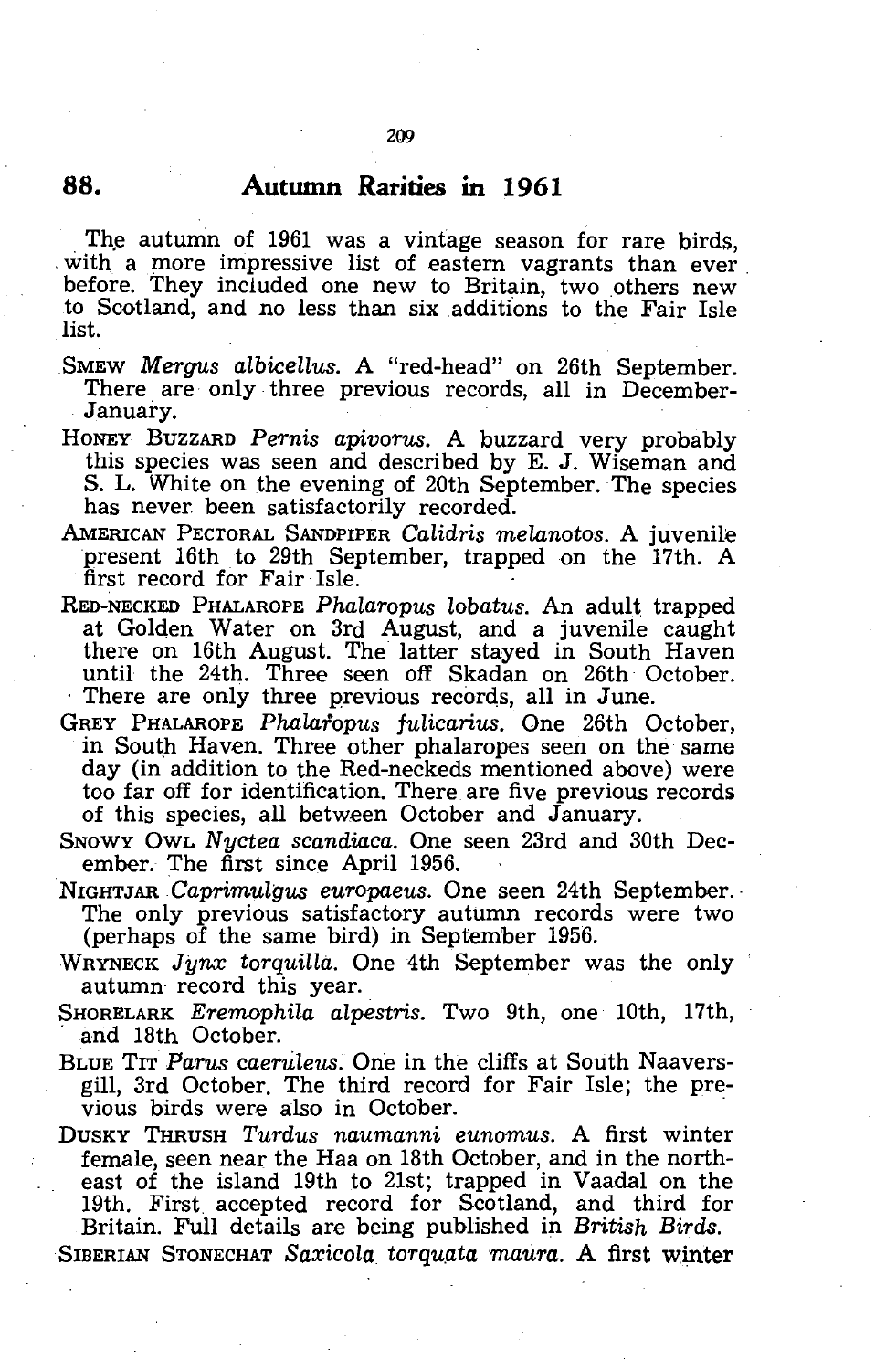## 88. Autumn Rarities in 1961

The autumn of 1961 was a vintage season for rare birds, with a more impressive list of eastern vagrants than ever before. They included one new to Britain, two others new to Scotland, and no less than six additions to the Fair Isle list.

SMEW *Mergus albicellus*. A "red-head" on 26th September. There are only three previous records, all in December-January.

HONEY BUZZARD *Pernis apivorus*. A buzzard very probably this species was seen and described by E. J. Wiseman and S. L. White on the evening of 20th September. The species has never been satisfactorily recorded.

AMERICAN PECTORAL SANDPIPER *Calidris melanotos*. A juvenile present 16th to 29th September, trapped on the 17th. A first record for Fair Isle.

RED-NECKED PHALAROPE *Phalaropus lobatus*. An adult trapped at Golden Water on 3rd August, and a juvenile caught there on 16th August. The latter stayed in South Haven until the 24th. Three seen off Skadan on 26th October. There are only three previous records, all in June.

GREY PHALAROPE *Phalaropus fulicarius*. One 26th October, in South Haven. Three other phalaropes seen on the same day (in addition to the Red-neckeds mentioned above) were too far off for identification. There are five previous records of this species, all between October and January.

SNOWY OWL *Nyctea scandiaca*. One seen 23rd and 30th December. The first since April 1956.

NIGHTJAR *Caprimulgus europaeus*. One seen 24th September. The only previous satisfactory autumn records were two (perhaps of the same bird) in September 1956.

WRYNECK *Jynx torquilla*. One 4th September was the only autumn record this year.

SHORELARK *Eremophila alpestris*. Two 9th, one 10th, 17th, and 18th October.

BLUE TIT *Parus caeruleus*. One in the cliffs at South Naaversgill, 3rd October. The third record for Fair Isle; the previous birds were also in October.

DUSKY THRUSH *Turdus naumanni eunomus*. A first winter female, seen near the Haa on 18th October, and in the north-east of the island 19th to 21st; trapped in Vaadal on the 19th. First accepted record for Scotland, and third for Britain. Full details are being published in *British Birds*.

SIBERIAN STONECHAT *Saxicola torquata maura*. A first winter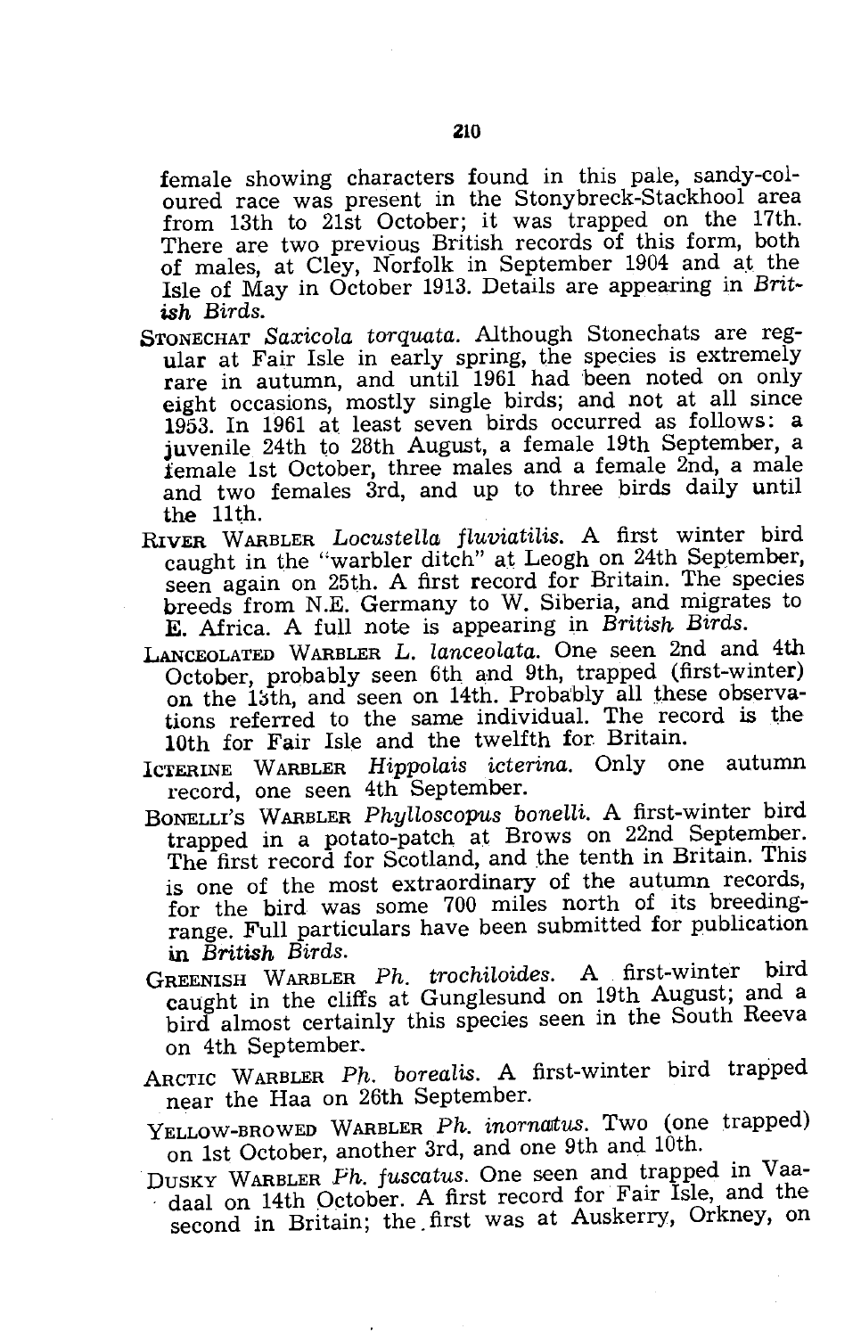female showing characters found in this pale, sandy-coloured race was present in the Stonybreck-Stackhool area from 13th to 21st October; it was trapped on the 17th. There are two previous British records of this form, both of males, at Cley, Norfolk in September 1904 and at the Isle of May in October 1913. Details are appearing in *British Birds.*

STONECHAT *Saxicola torquata.* Although Stonechats are regular at Fair Isle in early spring, the species is extremely rare in autumn, and until 1961 had been noted on only eight occasions, mostly single birds; and not at all since 1953. In 1961 at least seven birds occurred as follows: a juvenile 24th to 28th August, a female 19th September, a female 1st October, three males and a female 2nd, a male and two females 3rd, and up to three birds daily until the 11th.

RIVER WARBLER *Locustella fluviatilis.* A first winter bird caught in the "warbler ditch" at Leogh on 24th September, seen again on 25th. A first record for Britain. The species breeds from N.E. Germany to W. Siberia, and migrates to E. Africa. A full note is appearing in *British Birds.*

LANCEOLATED WARBLER *L. lanceolata.* One seen 2nd and 4th October, probably seen 6th and 9th, trapped (first-winter) on the 13th, and seen on 14th. Probably all these observations referred to the same individual. The record is the 10th for Fair Isle and the twelfth for Britain.

ICTERINE WARBLER *Hippolais icterina.* Only one autumn record, one seen 4th September.

BONELLI'S WARBLER *Phylloscopus bonelli.* A first-winter bird trapped in a potato-patch at Brows on 22nd September. The first record for Scotland, and the tenth in Britain. This is one of the most extraordinary of the autumn records, for the bird was some 700 miles north of its breeding-range. Full particulars have been submitted for publication in *British Birds.*

GREENISH WARBLER *Ph. trochiloides.* A first-winter bird caught in the cliffs at Gunglesund on 19th August; and a bird almost certainly this species seen in the South Reeva on 4th September.

ARCTIC WARBLER *Ph. borealis.* A first-winter bird trapped near the Haa on 26th September.

YELLOW-BROWED WARBLER *Ph. inornatus.* Two (one trapped) on 1st October, another 3rd, and one 9th and 10th.

DUSKY WARBLER *Ph. fuscatus.* One seen and trapped in Vaadaal on 14th October. A first record for Fair Isle, and the second in Britain; the first was at Auskerry, Orkney, on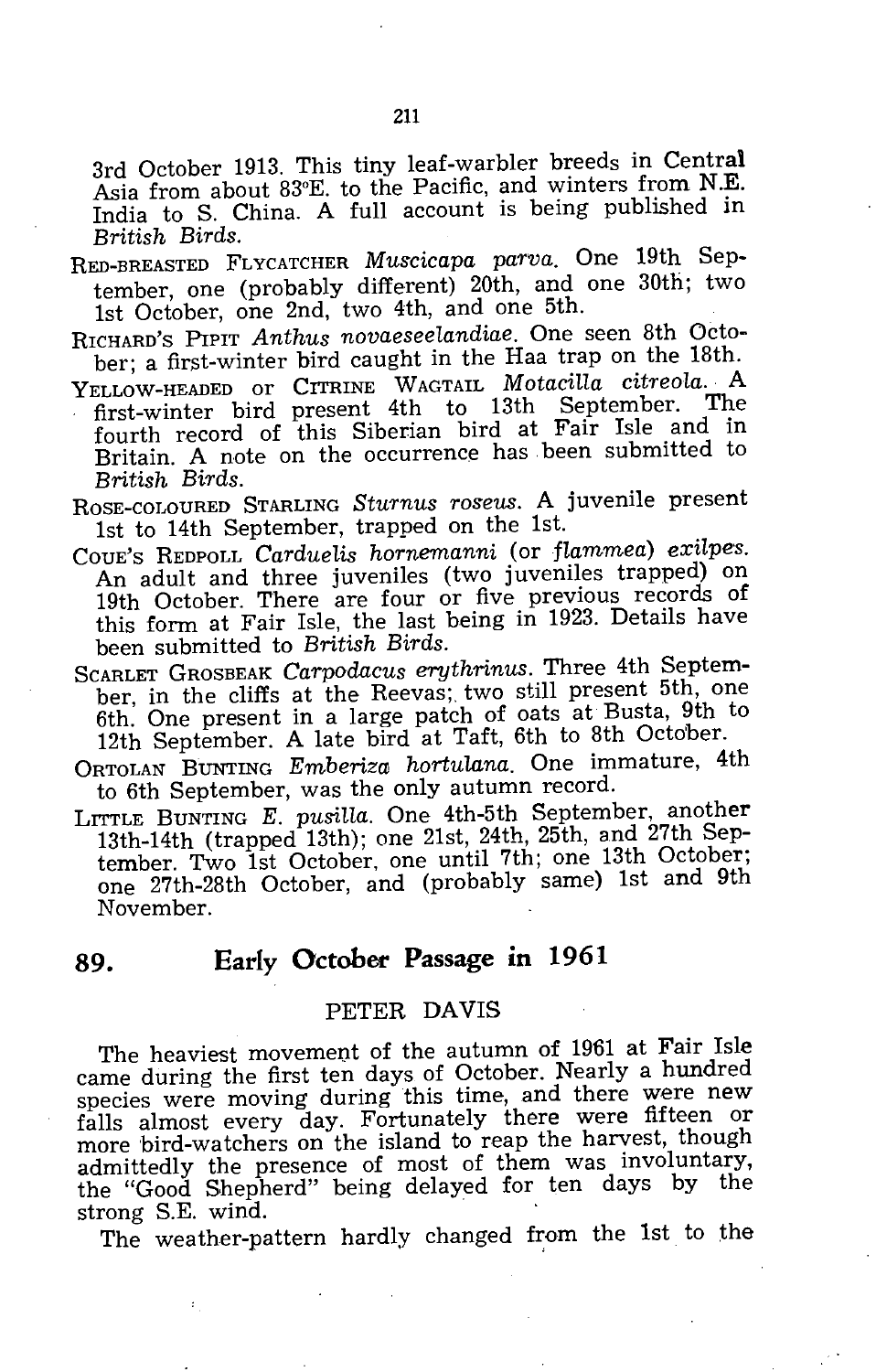3rd October 1913. This tiny leaf-warbler breeds in Central Asia from about 83°E. to the Pacific, and winters from N.E. India to S. China. A full account is being published in *British Birds*.

RED-BREASTED FLYCATCHER *Muscicapa parva*. One 19th September, one (probably different) 20th, and one 30th; two 1st October, one 2nd, two 4th, and one 5th.

RICHARD'S PIPIT *Anthus novaeseelandiae*. One seen 8th October; a first-winter bird caught in the Haa trap on the 18th.

YELLOW-HEADED or CITRINE WAGTAIL *Motacilla citreola*. A first-winter bird present 4th to 13th September. The fourth record of this Siberian bird at Fair Isle and in Britain. A note on the occurrence has been submitted to *British Birds*.

ROSE-COLOURED STARLING *Sturnus roseus*. A juvenile present 1st to 14th September, trapped on the 1st.

COUE'S REDPOLL *Carduelis hornemanni* (or *flammea*) *exilpes*. An adult and three juveniles (two juveniles trapped) on 19th October. There are four or five previous records of this form at Fair Isle, the last being in 1923. Details have been submitted to *British Birds*.

SCARLET GROSBEAK *Carpodacus erythrinus*. Three 4th September, in the cliffs at the Reevas; two still present 5th, one 6th. One present in a large patch of oats at Busta, 9th to 12th September. A late bird at Taft, 6th to 8th October.

ORTOLAN BUNTING *Emberiza hortulana*. One immature, 4th to 6th September, was the only autumn record.

LITTLE BUNTING *E. pusilla*. One 4th-5th September, another 13th-14th (trapped 13th); one 21st, 24th, 25th, and 27th September. Two 1st October, one until 7th; one 13th October; one 27th-28th October, and (probably same) 1st and 9th November.

## 89. Early October Passage in 1961

PETER DAVIS

The heaviest movement of the autumn of 1961 at Fair Isle came during the first ten days of October. Nearly a hundred species were moving during this time, and there were new falls almost every day. Fortunately there were fifteen or more bird-watchers on the island to reap the harvest, though admittedly the presence of most of them was involuntary, the "Good Shepherd" being delayed for ten days by the strong S.E. wind.

The weather-pattern hardly changed from the 1st to the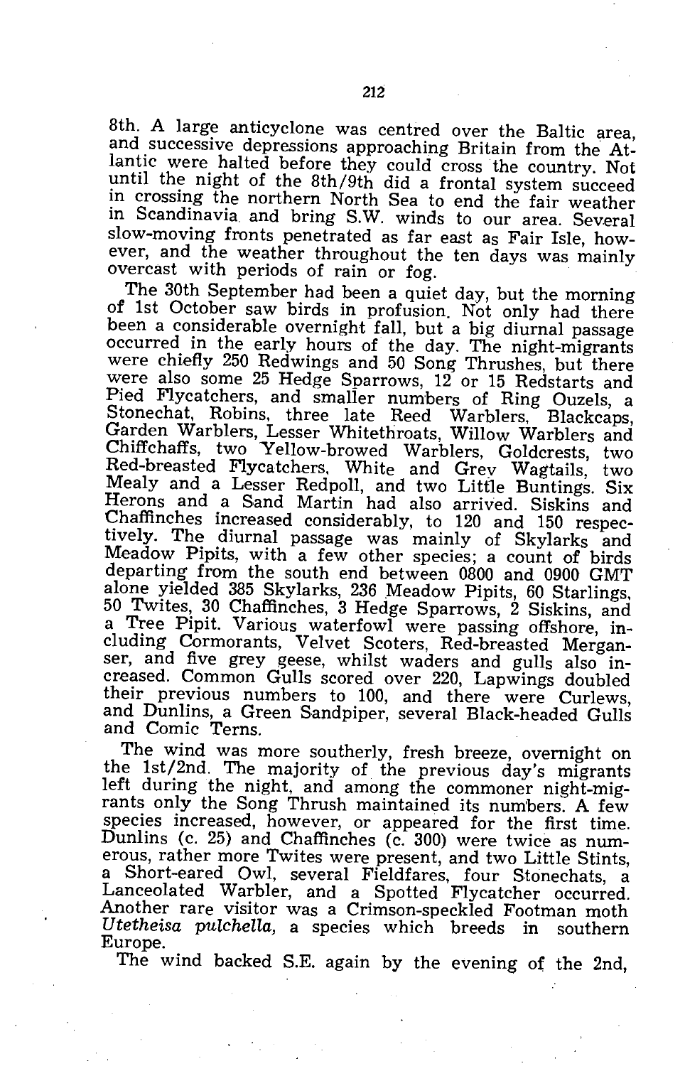8th. A large anticyclone was centred over the Baltic area, and successive depressions approaching Britain from the Atlantic were halted before they could cross the country. Not until the night of the 8th/9th did a frontal system succeed in crossing the northern North Sea to end the fair weather in Scandinavia and bring S.W. winds to our area. Several slow-moving fronts penetrated as far east as Fair Isle, however, and the weather throughout the ten days was mainly overcast with periods of rain or fog.

The 30th September had been a quiet day, but the morning of 1st October saw birds in profusion. Not only had there been a considerable overnight fall, but a big diurnal passage occurred in the early hours of the day. The night-migrants were chiefly 250 Redwings and 50 Song Thrushes, but there were also some 25 Hedge Sparrows, 12 or 15 Redstarts and Pied Flycatchers, and smaller numbers of Ring Ouzels, a Stonechat, Robins, three late Reed Warblers, Blackcaps, Garden Warblers, Lesser Whitethroats, Willow Warblers and Chiffchaffs, two Yellow-browed Warblers, Goldcrests, two Red-breasted Flycatchers, White and Grey Wagtails, two Mealy and a Lesser Redpoll, and two Little Buntings. Six Herons and a Sand Martin had also arrived. Siskins and Chaffinches increased considerably, to 120 and 150 respectively. The diurnal passage was mainly of Skylarks and Meadow Pipits, with a few other species; a count of birds departing from the south end between 0800 and 0900 GMT alone yielded 385 Skylarks, 236 Meadow Pipits, 60 Starlings, 50 Twites, 30 Chaffinches, 3 Hedge Sparrows, 2 Siskins, and a Tree Pipit. Various waterfowl were passing offshore, including Cormorants, Velvet Scoters, Red-breasted Merganser, and five grey geese, whilst waders and gulls also increased. Common Gulls scored over 220, Lapwings doubled their previous numbers to 100, and there were Curlews, and Dunlins, a Green Sandpiper, several Black-headed Gulls and Comic Terns.

The wind was more southerly, fresh breeze, overnight on the 1st/2nd. The majority of the previous day's migrants left during the night, and among the commoner night-migrants only the Song Thrush maintained its numbers. A few species increased, however, or appeared for the first time. Dunlins (c. 25) and Chaffinches (c. 300) were twice as numerous, rather more Twites were present, and two Little Stints, a Short-eared Owl, several Fieldfares, four Stonechats, a Lanceolated Warbler, and a Spotted Flycatcher occurred. Another rare visitor was a Crimson-speckled Footman moth *Utetheisa pulchella,* a species which breeds in southern Europe.

The wind backed S.E. again by the evening of the 2nd,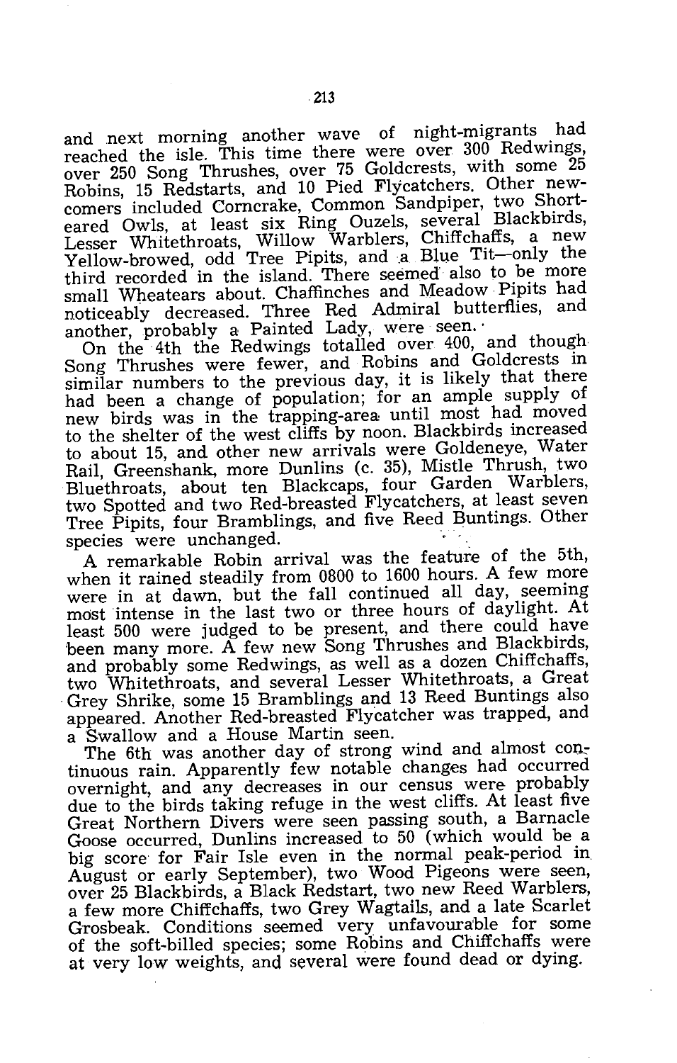and next morning another wave of night-migrants had reached the isle. This time there were over 300 Redwings, over 250 Song Thrushes, over 75 Goldcrests, with some 25 Robins, 15 Redstarts, and 10 Pied Flycatchers. Other newcomers included Corncrake, Common Sandpiper, two Short-eared Owls, at least six Ring Ouzels, several Blackbirds, Lesser Whitethroats, Willow Warblers, Chiffchaffs, a new Yellow-browed, odd Tree Pipits, and a Blue Tit—only the third recorded in the island. There seemed also to be more small Wheatears about. Chaffinches and Meadow Pipits had noticeably decreased. Three Red Admiral butterflies, and another, probably a Painted Lady, were seen.

On the 4th the Redwings totalled over 400, and though Song Thrushes were fewer, and Robins and Goldcrests in similar numbers to the previous day, it is likely that there had been a change of population; for an ample supply of new birds was in the trapping-area until most had moved to the shelter of the west cliffs by noon. Blackbirds increased to about 15, and other new arrivals were Goldeneye, Water Rail, Greenshank, more Dunlins (c. 35), Mistle Thrush, two Bluethroats, about ten Blackcaps, four Garden Warblers, two Spotted and two Red-breasted Flycatchers, at least seven Tree Pipits, four Bramblings, and five Reed Buntings. Other species were unchanged.

A remarkable Robin arrival was the feature of the 5th, when it rained steadily from 0800 to 1600 hours. A few more were in at dawn, but the fall continued all day, seeming most intense in the last two or three hours of daylight. At least 500 were judged to be present, and there could have been many more. A few new Song Thrushes and Blackbirds, and probably some Redwings, as well as a dozen Chiffchaffs, two Whitethroats, and several Lesser Whitethroats, a Great Grey Shrike, some 15 Bramblings and 13 Reed Buntings also appeared. Another Red-breasted Flycatcher was trapped, and a Swallow and a House Martin seen.

The 6th was another day of strong wind and almost continuous rain. Apparently few notable changes had occurred overnight, and any decreases in our census were probably due to the birds taking refuge in the west cliffs. At least five Great Northern Divers were seen passing south, a Barnacle Goose occurred, Dunlins increased to 50 (which would be a big score for Fair Isle even in the normal peak-period in August or early September), two Wood Pigeons were seen, over 25 Blackbirds, a Black Redstart, two new Reed Warblers, a few more Chiffchaffs, two Grey Wagtails, and a late Scarlet Grosbeak. Conditions seemed very unfavourable for some of the soft-billed species; some Robins and Chiffchaffs were at very low weights, and several were found dead or dying.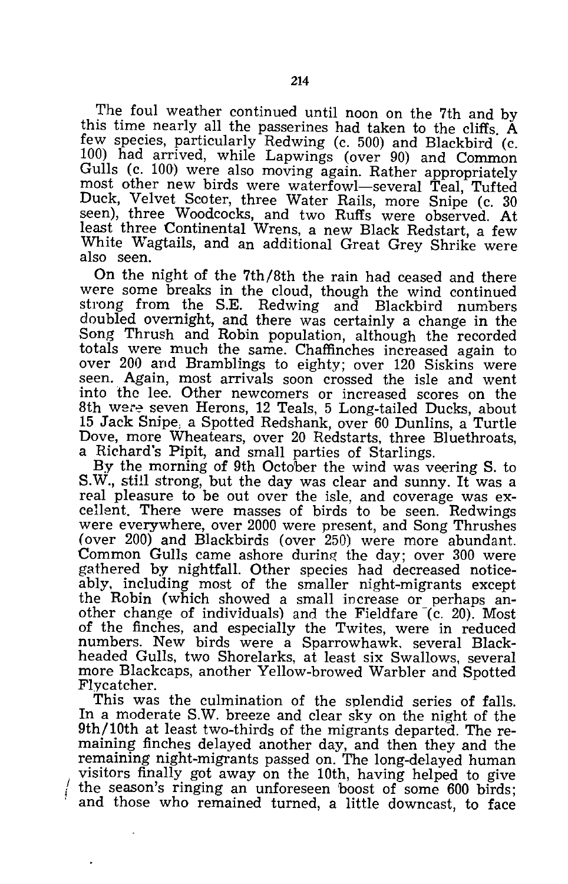The foul weather continued until noon on the 7th and by this time nearly all the passerines had taken to the cliffs. A few species, particularly Redwing (c. 500) and Blackbird (c. 100) had arrived, while Lapwings (over 90) and Common Gulls (c. 100) were also moving again. Rather appropriately most other new birds were waterfowl—several Teal, Tufted Duck, Velvet Scoter, three Water Rails, more Snipe (c. 30 seen), three Woodcocks, and two Ruffs were observed. At least three Continental Wrens, a new Black Redstart, a few White Wagtails, and an additional Great Grey Shrike were also seen.

On the night of the 7th/8th the rain had ceased and there were some breaks in the cloud, though the wind continued strong from the S.E. Redwing and Blackbird numbers doubled overnight, and there was certainly a change in the Song Thrush and Robin population, although the recorded totals were much the same. Chaffinches increased again to over 200 and Bramblings to eighty; over 120 Siskins were seen. Again, most arrivals soon crossed the isle and went into the lee. Other newcomers or increased scores on the 8th were seven Herons, 12 Teals, 5 Long-tailed Ducks, about 15 Jack Snipe, a Spotted Redshank, over 60 Dunlins, a Turtle Dove, more Wheatears, over 20 Redstarts, three Bluethroats, a Richard's Pipit, and small parties of Starlings.

By the morning of 9th October the wind was veering S. to S.W., still strong, but the day was clear and sunny. It was a real pleasure to be out over the isle, and coverage was excellent. There were masses of birds to be seen. Redwings were everywhere, over 2000 were present, and Song Thrushes (over 200) and Blackbirds (over 250) were more abundant. Common Gulls came ashore during the day; over 300 were gathered by nightfall. Other species had decreased noticeably, including most of the smaller night-migrants except the Robin (which showed a small increase or perhaps another change of individuals) and the Fieldfare (c. 20). Most of the finches, and especially the Twites, were in reduced numbers. New birds were a Sparrowhawk, several Black-headed Gulls, two Shorelarks, at least six Swallows, several more Blackcaps, another Yellow-browed Warbler and Spotted Flycatcher.

This was the culmination of the splendid series of falls. In a moderate S.W. breeze and clear sky on the night of the 9th/10th at least two-thirds of the migrants departed. The remaining finches delayed another day, and then they and the remaining night-migrants passed on. The long-delayed human visitors finally got away on the 10th, having helped to give the season's ringing an unforeseen boost of some 600 birds; and those who remained turned, a little downcast, to face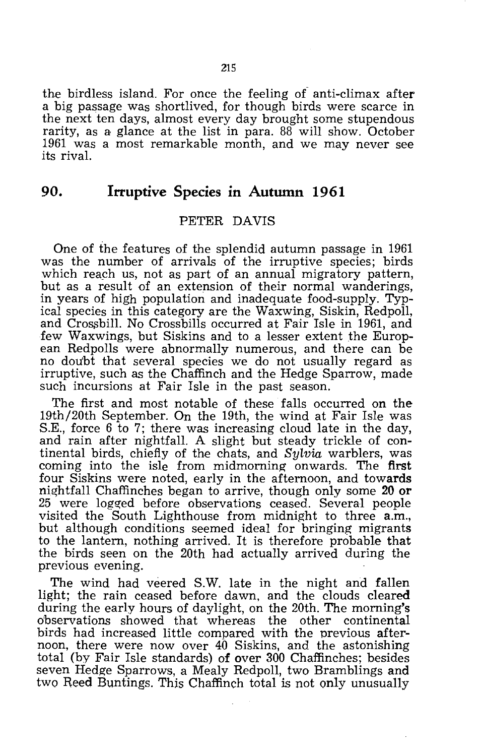the birdless island. For once the feeling of anti-climax after a big passage was shortlived, for though birds were scarce in the next ten days, almost every day brought some stupendous rarity, as a glance at the list in para. 88 will show. October 1961 was a most remarkable month, and we may never see its rival.

## 90. Irruptive Species in Autumn 1961

PETER DAVIS

One of the features of the splendid autumn passage in 1961 was the number of arrivals of the irruptive species; birds which reach us, not as part of an annual migratory pattern, but as a result of an extension of their normal wanderings, in years of high population and inadequate food-supply. Typical species in this category are the Waxwing, Siskin, Redpoll, and Crossbill. No Crossbills occurred at Fair Isle in 1961, and few Waxwings, but Siskins and to a lesser extent the European Redpolls were abnormally numerous, and there can be no doubt that several species we do not usually regard as irruptive, such as the Chaffinch and the Hedge Sparrow, made such incursions at Fair Isle in the past season.

The first and most notable of these falls occurred on the 19th/20th September. On the 19th, the wind at Fair Isle was S.E., force 6 to 7; there was increasing cloud late in the day, and rain after nightfall. A slight but steady trickle of continental birds, chiefly of the chats, and *Sylvia* warblers, was coming into the isle from midmorning onwards. The first four Siskins were noted, early in the afternoon, and towards nightfall Chaffinches began to arrive, though only some 20 or 25 were logged before observations ceased. Several people visited the South Lighthouse from midnight to three a.m., but although conditions seemed ideal for bringing migrants to the lantern, nothing arrived. It is therefore probable that the birds seen on the 20th had actually arrived during the previous evening.

The wind had veered S.W. late in the night and fallen light; the rain ceased before dawn, and the clouds cleared during the early hours of daylight, on the 20th. The morning's observations showed that whereas the other continental birds had increased little compared with the previous afternoon, there were now over 40 Siskins, and the astonishing total (by Fair Isle standards) of over 300 Chaffinches; besides seven Hedge Sparrows, a Mealy Redpoll, two Bramblings and two Reed Buntings. This Chaffinch total is not only unusually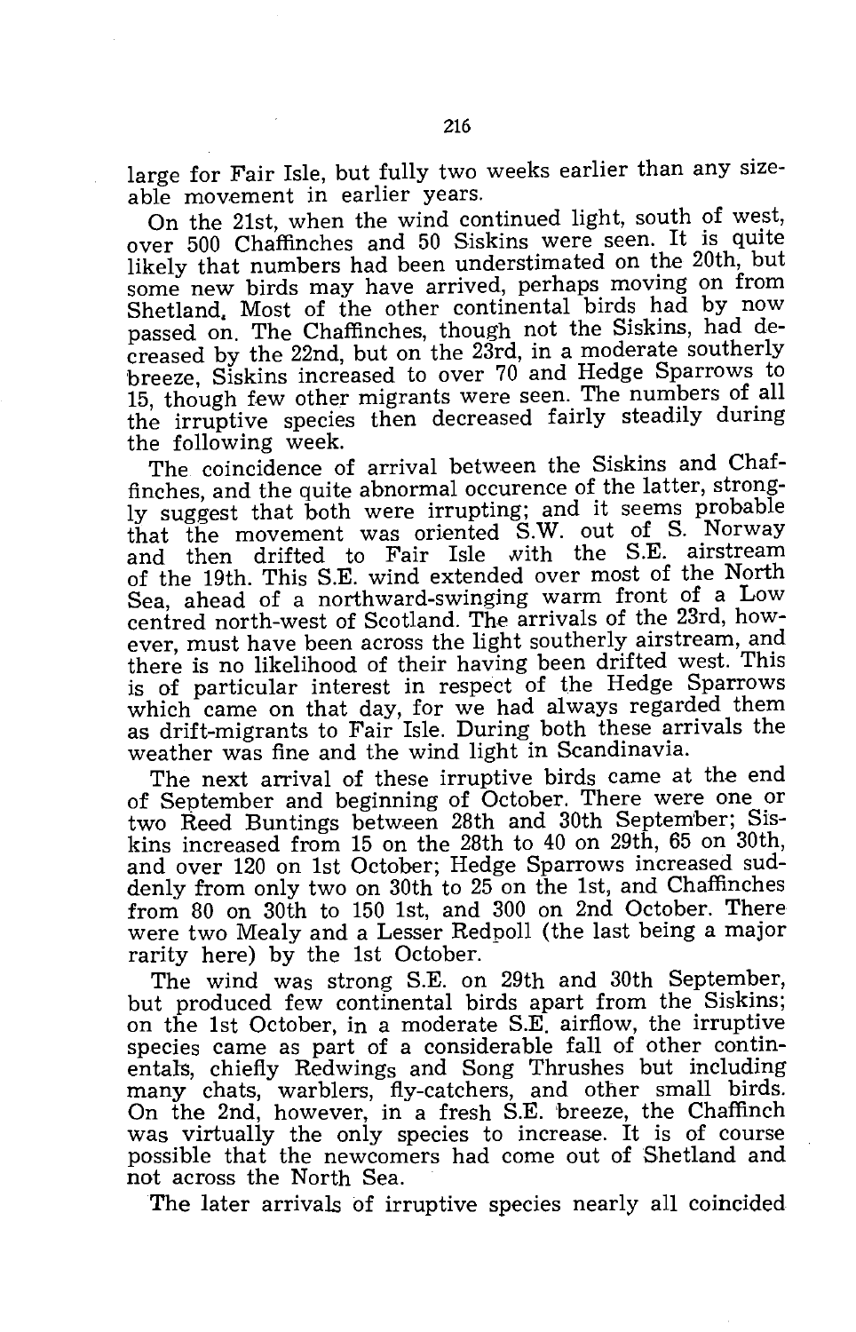large for Fair Isle, but fully two weeks earlier than any sizeable movement in earlier years.

On the 21st, when the wind continued light, south of west, over 500 Chaffinches and 50 Siskins were seen. It is quite likely that numbers had been understimated on the 20th, but some new birds may have arrived, perhaps moving on from Shetland. Most of the other continental birds had by now passed on. The Chaffinches, though not the Siskins, had decreased by the 22nd, but on the 23rd, in a moderate southerly breeze, Siskins increased to over 70 and Hedge Sparrows to 15, though few other migrants were seen. The numbers of all the irruptive species then decreased fairly steadily during the following week.

The coincidence of arrival between the Siskins and Chaffinches, and the quite abnormal occurence of the latter, strongly suggest that both were irrupting; and it seems probable that the movement was oriented S.W. out of S. Norway and then drifted to Fair Isle with the S.E. airstream of the 19th. This S.E. wind extended over most of the North Sea, ahead of a northward-swinging warm front of a Low centred north-west of Scotland. The arrivals of the 23rd, however, must have been across the light southerly airstream, and there is no likelihood of their having been drifted west. This is of particular interest in respect of the Hedge Sparrows which came on that day, for we had always regarded them as drift-migrants to Fair Isle. During both these arrivals the weather was fine and the wind light in Scandinavia.

The next arrival of these irruptive birds came at the end of September and beginning of October. There were one or two Reed Buntings between 28th and 30th September; Siskins increased from 15 on the 28th to 40 on 29th, 65 on 30th, and over 120 on 1st October; Hedge Sparrows increased suddenly from only two on 30th to 25 on the 1st, and Chaffinches from 80 on 30th to 150 1st, and 300 on 2nd October. There were two Mealy and a Lesser Redpoll (the last being a major rarity here) by the 1st October.

The wind was strong S.E. on 29th and 30th September, but produced few continental birds apart from the Siskins; on the 1st October, in a moderate S.E. airflow, the irruptive species came as part of a considerable fall of other continentals, chiefly Redwings and Song Thrushes but including many chats, warblers, fly-catchers, and other small birds. On the 2nd, however, in a fresh S.E. breeze, the Chaffinch was virtually the only species to increase. It is of course possible that the newcomers had come out of Shetland and not across the North Sea.

The later arrivals of irruptive species nearly all coincided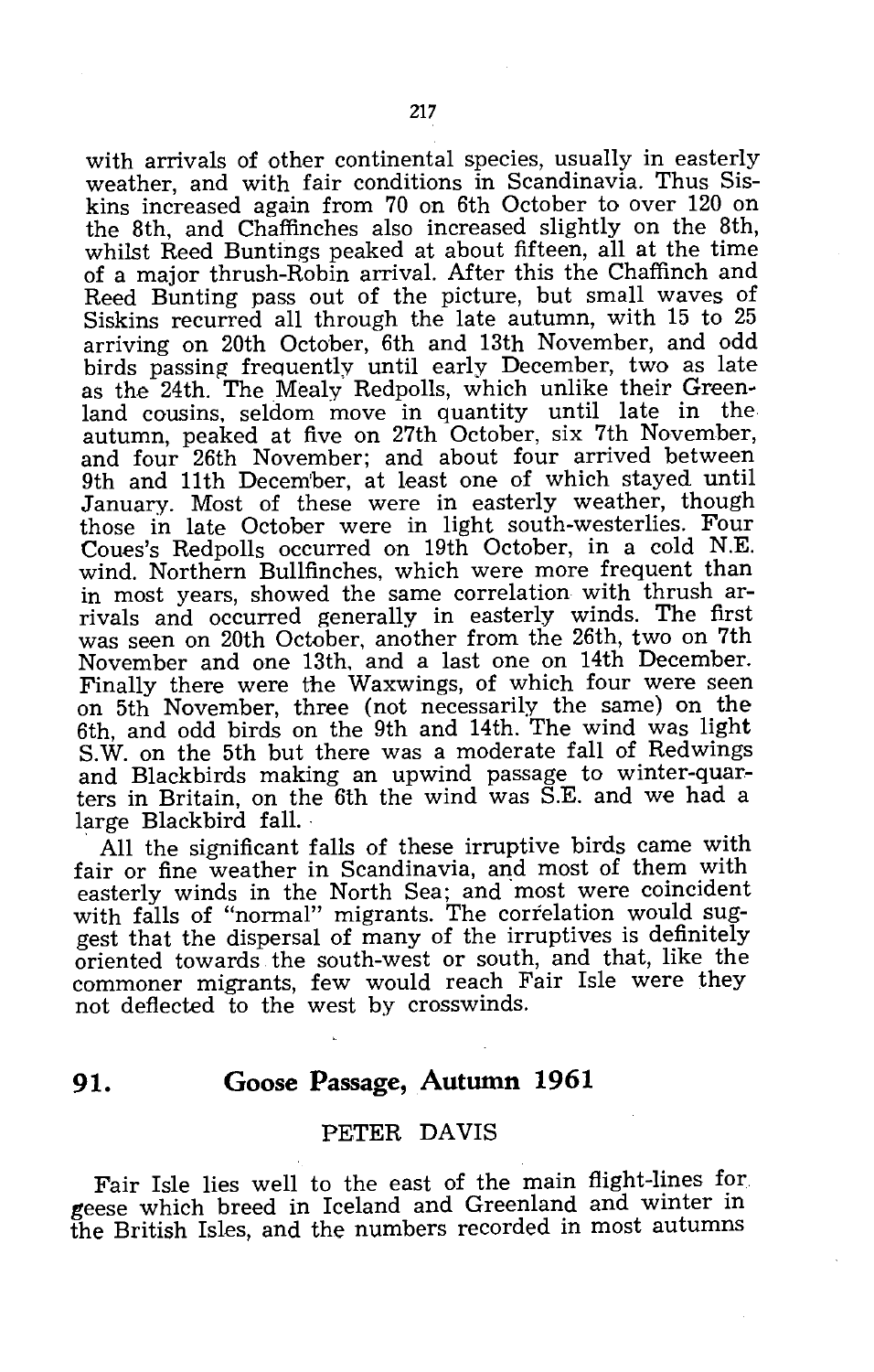with arrivals of other continental species, usually in easterly weather, and with fair conditions in Scandinavia. Thus Siskins increased again from 70 on 6th October to over 120 on the 8th, and Chaffinches also increased slightly on the 8th, whilst Reed Buntings peaked at about fifteen, all at the time of a major thrush-Robin arrival. After this the Chaffinch and Reed Bunting pass out of the picture, but small waves of Siskins recurred all through the late autumn, with 15 to 25 arriving on 20th October, 6th and 13th November, and odd birds passing frequently until early December, two as late as the 24th. The Mealy Redpolls, which unlike their Greenland cousins, seldom move in quantity until late in the autumn, peaked at five on 27th October, six 7th November, and four 26th November; and about four arrived between 9th and 11th December, at least one of which stayed until January. Most of these were in easterly weather, though those in late October were in light south-westerlies. Four Coues's Redpolls occurred on 19th October, in a cold N.E. wind. Northern Bullfinches, which were more frequent than in most years, showed the same correlation with thrush arrivals and occurred generally in easterly winds. The first was seen on 20th October, another from the 26th, two on 7th November and one 13th, and a last one on 14th December. Finally there were the Waxwings, of which four were seen on 5th November, three (not necessarily the same) on the 6th, and odd birds on the 9th and 14th. The wind was light S.W. on the 5th but there was a moderate fall of Redwings and Blackbirds making an upwind passage to winter-quarters in Britain, on the 6th the wind was S.E. and we had a large Blackbird fall.

All the significant falls of these irruptive birds came with fair or fine weather in Scandinavia, and most of them with easterly winds in the North Sea; and most were coincident with falls of "normal" migrants. The correlation would suggest that the dispersal of many of the irruptives is definitely oriented towards the south-west or south, and that, like the commoner migrants, few would reach Fair Isle were they not deflected to the west by crosswinds.

## 91. Goose Passage, Autumn 1961

PETER DAVIS

Fair Isle lies well to the east of the main flight-lines for geese which breed in Iceland and Greenland and winter in the British Isles, and the numbers recorded in most autumns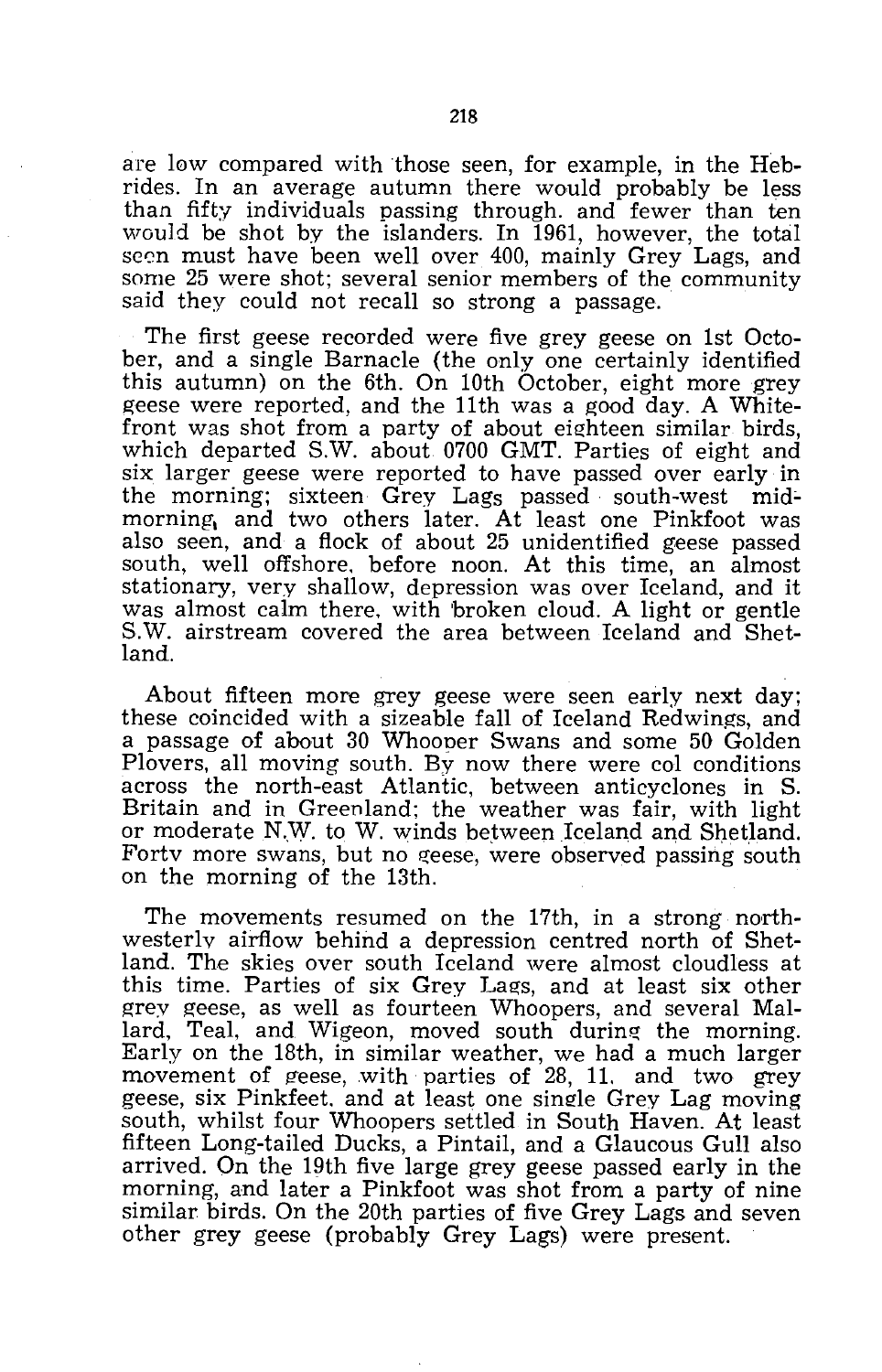are low compared with those seen, for example, in the Hebrides. In an average autumn there would probably be less than fifty individuals passing through. and fewer than ten would be shot by the islanders. In 1961, however, the total seen must have been well over 400, mainly Grey Lags, and some 25 were shot; several senior members of the community said they could not recall so strong a passage.

The first geese recorded were five grey geese on 1st October, and a single Barnacle (the only one certainly identified this autumn) on the 6th. On 10th October, eight more grey geese were reported, and the 11th was a good day. A Whitefront was shot from a party of about eighteen similar birds, which departed S.W. about 0700 GMT. Parties of eight and six larger geese were reported to have passed over early in the morning; sixteen Grey Lags passed south-west mid-morning, and two others later. At least one Pinkfoot was also seen, and a flock of about 25 unidentified geese passed south, well offshore, before noon. At this time, an almost stationary, very shallow, depression was over Iceland, and it was almost calm there, with broken cloud. A light or gentle S.W. airstream covered the area between Iceland and Shetland.

About fifteen more grey geese were seen early next day; these coincided with a sizeable fall of Iceland Redwings, and a passage of about 30 Whooper Swans and some 50 Golden Plovers, all moving south. By now there were col conditions across the north-east Atlantic, between anticyclones in S. Britain and in Greenland; the weather was fair, with light or moderate N.W. to W. winds between Iceland and Shetland. Forty more swans, but no geese, were observed passing south on the morning of the 13th.

The movements resumed on the 17th, in a strong north-westerly airflow behind a depression centred north of Shetland. The skies over south Iceland were almost cloudless at this time. Parties of six Grey Lags, and at least six other grey geese, as well as fourteen Whoopers, and several Mallard, Teal, and Wigeon, moved south during the morning. Early on the 18th, in similar weather, we had a much larger movement of geese, with parties of 28, 11, and two grey geese, six Pinkfeet, and at least one single Grey Lag moving south, whilst four Whoopers settled in South Haven. At least fifteen Long-tailed Ducks, a Pintail, and a Glaucous Gull also arrived. On the 19th five large grey geese passed early in the morning, and later a Pinkfoot was shot from a party of nine similar birds. On the 20th parties of five Grey Lags and seven other grey geese (probably Grey Lags) were present.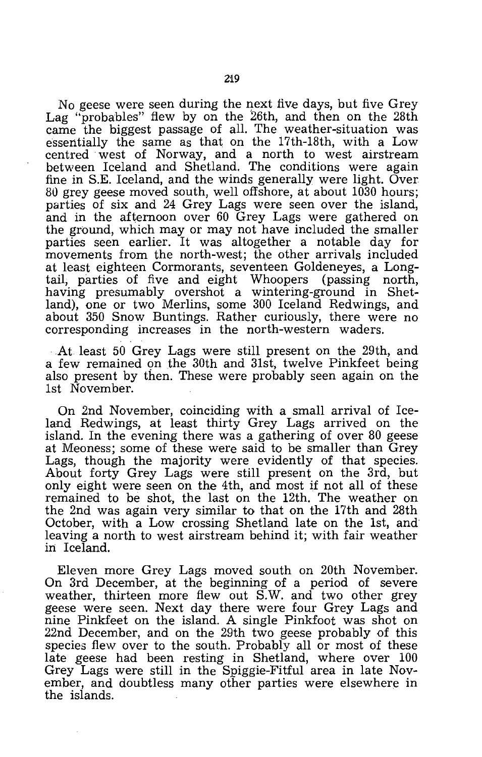No geese were seen during the next five days, but five Grey Lag "probables" flew by on the 26th, and then on the 28th came the biggest passage of all. The weather-situation was essentially the same as that on the 17th-18th, with a Low centred west of Norway, and a north to west airstream between Iceland and Shetland. The conditions were again fine in S.E. Iceland, and the winds generally were light. Over 80 grey geese moved south, well offshore, at about 1030 hours; parties of six and 24 Grey Lags were seen over the island, and in the afternoon over 60 Grey Lags were gathered on the ground, which may or may not have included the smaller parties seen earlier. It was altogether a notable day for movements from the north-west; the other arrivals included at least eighteen Cormorants, seventeen Goldeneyes, a Long-tail, parties of five and eight Whoopers (passing north, having presumably overshot a wintering-ground in Shetland), one or two Merlins, some 300 Iceland Redwings, and about 350 Snow Buntings. Rather curiously, there were no corresponding increases in the north-western waders.

At least 50 Grey Lags were still present on the 29th, and a few remained on the 30th and 31st, twelve Pinkfeet being also present by then. These were probably seen again on the 1st November.

On 2nd November, coinciding with a small arrival of Iceland Redwings, at least thirty Grey Lags arrived on the island. In the evening there was a gathering of over 80 geese at Meoness; some of these were said to be smaller than Grey Lags, though the majority were evidently of that species. About forty Grey Lags were still present on the 3rd, but only eight were seen on the 4th, and most if not all of these remained to be shot, the last on the 12th. The weather on the 2nd was again very similar to that on the 17th and 28th October, with a Low crossing Shetland late on the 1st, and leaving a north to west airstream behind it; with fair weather in Iceland.

Eleven more Grey Lags moved south on 20th November. On 3rd December, at the beginning of a period of severe weather, thirteen more flew out S.W. and two other grey geese were seen. Next day there were four Grey Lags and nine Pinkfeet on the island. A single Pinkfoot was shot on 22nd December, and on the 29th two geese probably of this species flew over to the south. Probably all or most of these late geese had been resting in Shetland, where over 100 Grey Lags were still in the Spiggie-Fitful area in late November, and doubtless many other parties were elsewhere in the islands.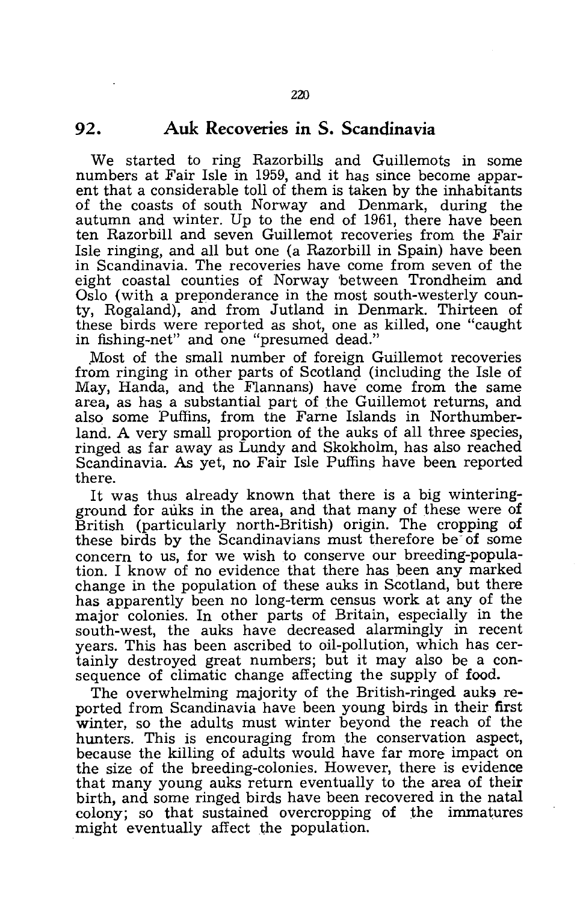## 92. Auk Recoveries in S. Scandinavia

We started to ring Razorbills and Guillemots in some numbers at Fair Isle in 1959, and it has since become apparent that a considerable toll of them is taken by the inhabitants of the coasts of south Norway and Denmark, during the autumn and winter. Up to the end of 1961, there have been ten Razorbill and seven Guillemot recoveries from the Fair Isle ringing, and all but one (a Razorbill in Spain) have been in Scandinavia. The recoveries have come from seven of the eight coastal counties of Norway between Trondheim and Oslo (with a preponderance in the most south-westerly county, Rogaland), and from Jutland in Denmark. Thirteen of these birds were reported as shot, one as killed, one "caught in fishing-net" and one "presumed dead."

Most of the small number of foreign Guillemot recoveries from ringing in other parts of Scotland (including the Isle of May, Handa, and the Flannans) have come from the same area, as has a substantial part of the Guillemot returns, and also some Puffins, from the Farne Islands in Northumberland. A very small proportion of the auks of all three species, ringed as far away as Lundy and Skokholm, has also reached Scandinavia. As yet, no Fair Isle Puffins have been reported there.

It was thus already known that there is a big wintering-ground for auks in the area, and that many of these were of British (particularly north-British) origin. The cropping of these birds by the Scandinavians must therefore be of some concern to us, for we wish to conserve our breeding-population. I know of no evidence that there has been any marked change in the population of these auks in Scotland, but there has apparently been no long-term census work at any of the major colonies. In other parts of Britain, especially in the south-west, the auks have decreased alarmingly in recent years. This has been ascribed to oil-pollution, which has certainly destroyed great numbers; but it may also be a consequence of climatic change affecting the supply of food.

The overwhelming majority of the British-ringed auks reported from Scandinavia have been young birds in their first winter, so the adults must winter beyond the reach of the hunters. This is encouraging from the conservation aspect, because the killing of adults would have far more impact on the size of the breeding-colonies. However, there is evidence that many young auks return eventually to the area of their birth, and some ringed birds have been recovered in the natal colony; so that sustained overcropping of the immatures might eventually affect the population.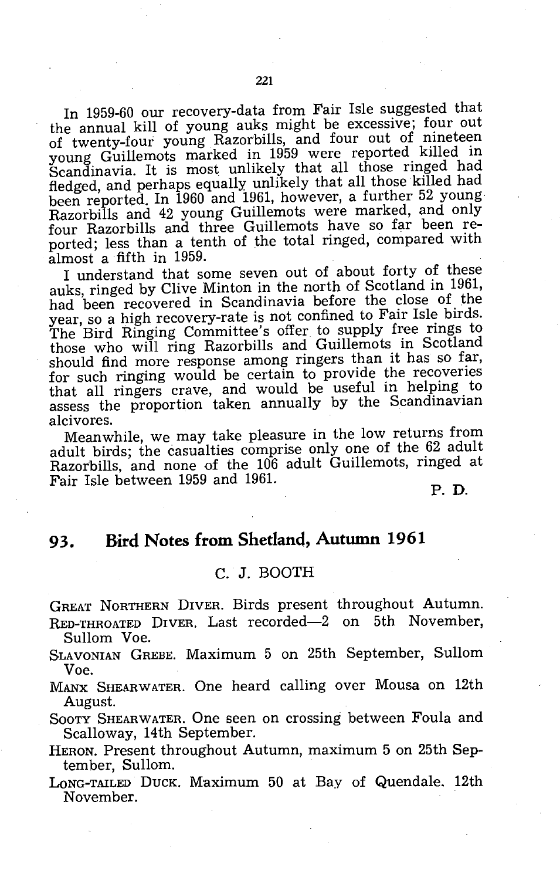In 1959-60 our recovery-data from Fair Isle suggested that the annual kill of young auks might be excessive; four out of twenty-four young Razorbills, and four out of nineteen young Guillemots marked in 1959 were reported killed in Scandinavia. It is most unlikely that all those ringed had fledged, and perhaps equally unlikely that all those killed had been reported. In 1960 and 1961, however, a further 52 young Razorbills and 42 young Guillemots were marked, and only four Razorbills and three Guillemots have so far been reported; less than a tenth of the total ringed, compared with almost a fifth in 1959.

I understand that some seven out of about forty of these auks, ringed by Clive Minton in the north of Scotland in 1961, had been recovered in Scandinavia before the close of the year, so a high recovery-rate is not confined to Fair Isle birds. The Bird Ringing Committee's offer to supply free rings to those who will ring Razorbills and Guillemots in Scotland should find more response among ringers than it has so far, for such ringing would be certain to provide the recoveries that all ringers crave, and would be useful in helping to assess the proportion taken annually by the Scandinavian alcivores.

Meanwhile, we may take pleasure in the low returns from adult birds; the casualties comprise only one of the 62 adult Razorbills, and none of the 106 adult Guillemots, ringed at Fair Isle between 1959 and 1961.

P. D.

## 93. Bird Notes from Shetland, Autumn 1961

C. J. BOOTH

GREAT NORTHERN DIVER. Birds present throughout Autumn.

RED-THROATED DIVER. Last recorded—2 on 5th November, Sullom Voe.

SLAVONIAN GREBE. Maximum 5 on 25th September, Sullom Voe.

MANX SHEARWATER. One heard calling over Mousa on 12th August.

SOOTY SHEARWATER. One seen on crossing between Foula and Scalloway, 14th September.

HERON. Present throughout Autumn, maximum 5 on 25th September, Sullom.

LONG-TAILED DUCK. Maximum 50 at Bay of Quendale. 12th November.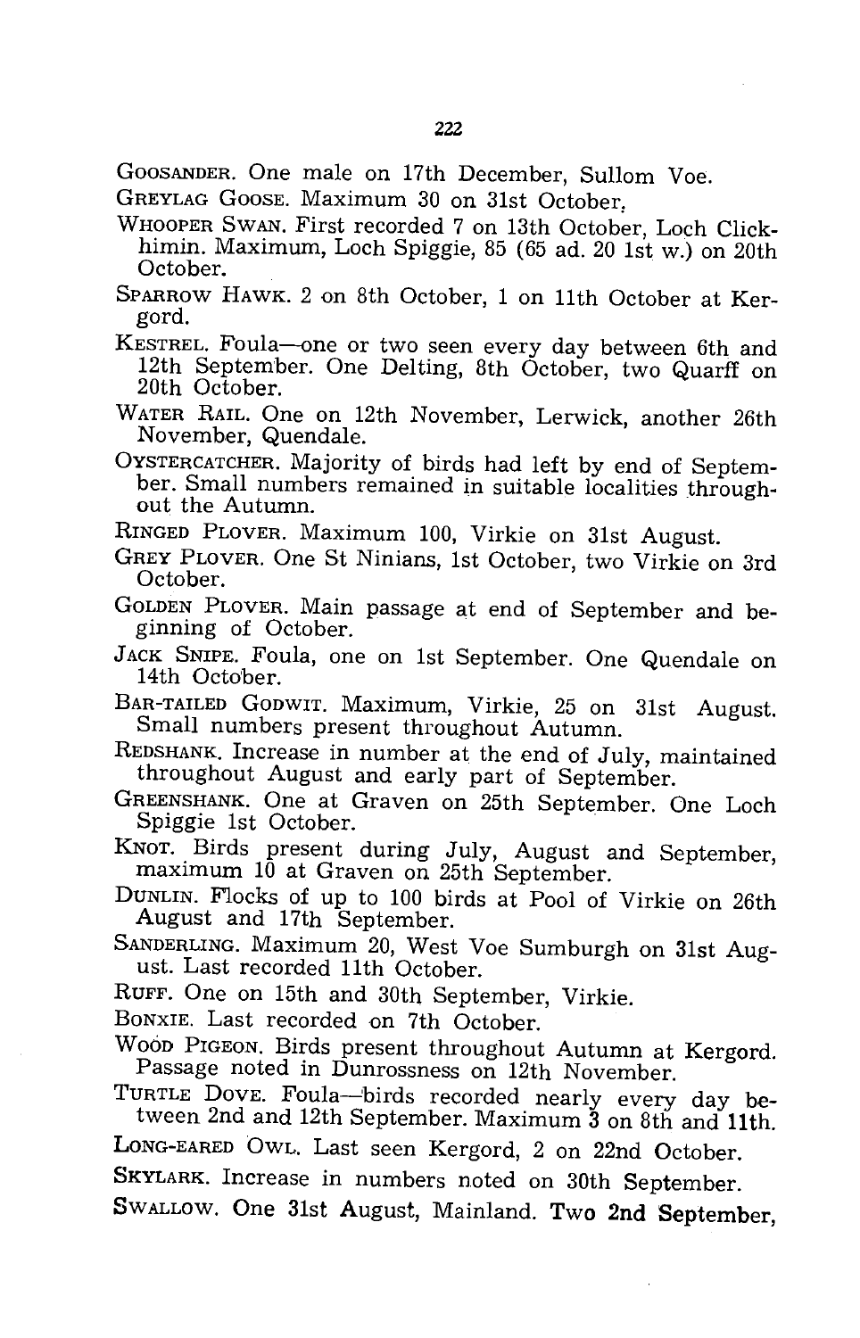GOOSANDER. One male on 17th December, Sullom Voe.

GREYLAG GOOSE. Maximum 30 on 31st October.

WHOOPER SWAN. First recorded 7 on 13th October, Loch Clickhimin. Maximum, Loch Spiggie, 85 (65 ad. 20 1st w.) on 20th October.

SPARROW HAWK. 2 on 8th October, 1 on 11th October at Kergord.

KESTREL. Foula—one or two seen every day between 6th and 12th September. One Delting, 8th October, two Quarff on 20th October.

WATER RAIL. One on 12th November, Lerwick, another 26th November, Quendale.

OYSTERCATCHER. Majority of birds had left by end of September. Small numbers remained in suitable localities throughout the Autumn.

RINGED PLOVER. Maximum 100, Virkie on 31st August.

GREY PLOVER. One St Ninians, 1st October, two Virkie on 3rd October.

GOLDEN PLOVER. Main passage at end of September and beginning of October.

JACK SNIPE. Foula, one on 1st September. One Quendale on 14th October.

BAR-TAILED GODWIT. Maximum, Virkie, 25 on 31st August. Small numbers present throughout Autumn.

REDSHANK. Increase in number at the end of July, maintained throughout August and early part of September.

GREENSHANK. One at Graven on 25th September. One Loch Spiggie 1st October.

KNOT. Birds present during July, August and September, maximum 10 at Graven on 25th September.

DUNLIN. Flocks of up to 100 birds at Pool of Virkie on 26th August and 17th September.

SANDERLING. Maximum 20, West Voe Sumburgh on 31st August. Last recorded 11th October.

RUFF. One on 15th and 30th September, Virkie.

BONXIE. Last recorded on 7th October.

WOOD PIGEON. Birds present throughout Autumn at Kergord. Passage noted in Dunrossness on 12th November.

TURTLE DOVE. Foula—birds recorded nearly every day between 2nd and 12th September. Maximum 3 on 8th and 11th.

LONG-EARED OWL. Last seen Kergord, 2 on 22nd October.

SKYLARK. Increase in numbers noted on 30th September.

SWALLOW. One 31st August, Mainland. Two 2nd September,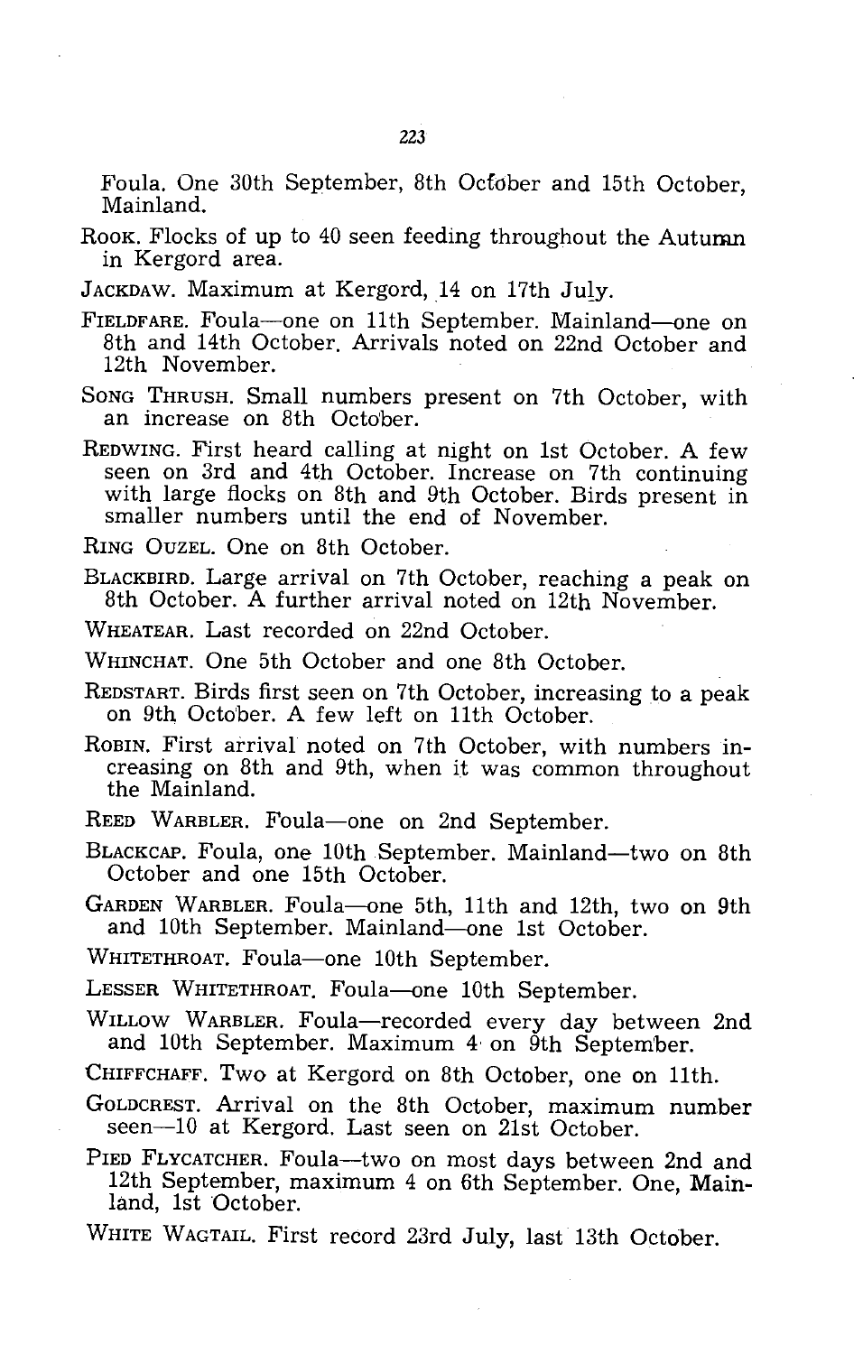Foula. One 30th September, 8th October and 15th October, Mainland.

ROOK. Flocks of up to 40 seen feeding throughout the Autumn in Kergord area.

JACKDAW. Maximum at Kergord, 14 on 17th July.

FIELDFARE. Foula—one on 11th September. Mainland—one on 8th and 14th October. Arrivals noted on 22nd October and 12th November.

SONG THRUSH. Small numbers present on 7th October, with an increase on 8th October.

REDWING. First heard calling at night on 1st October. A few seen on 3rd and 4th October. Increase on 7th continuing with large flocks on 8th and 9th October. Birds present in smaller numbers until the end of November.

RING OUZEL. One on 8th October.

BLACKBIRD. Large arrival on 7th October, reaching a peak on 8th October. A further arrival noted on 12th November.

WHEATEAR. Last recorded on 22nd October.

WHINCHAT. One 5th October and one 8th October.

REDSTART. Birds first seen on 7th October, increasing to a peak on 9th October. A few left on 11th October.

ROBIN. First arrival noted on 7th October, with numbers increasing on 8th and 9th, when it was common throughout the Mainland.

REED WARBLER. Foula—one on 2nd September.

BLACKCAP. Foula, one 10th September. Mainland—two on 8th October and one 15th October.

GARDEN WARBLER. Foula—one 5th, 11th and 12th, two on 9th and 10th September. Mainland—one 1st October.

WHITETHROAT. Foula—one 10th September.

LESSER WHITETHROAT. Foula—one 10th September.

WILLOW WARBLER. Foula—recorded every day between 2nd and 10th September. Maximum 4 on 9th September.

CHIFFCHAFF. Two at Kergord on 8th October, one on 11th.

GOLDCREST. Arrival on the 8th October, maximum number seen—10 at Kergord. Last seen on 21st October.

PIED FLYCATCHER. Foula—two on most days between 2nd and 12th September, maximum 4 on 6th September. One, Mainland, 1st October.

WHITE WAGTAIL. First record 23rd July, last 13th October.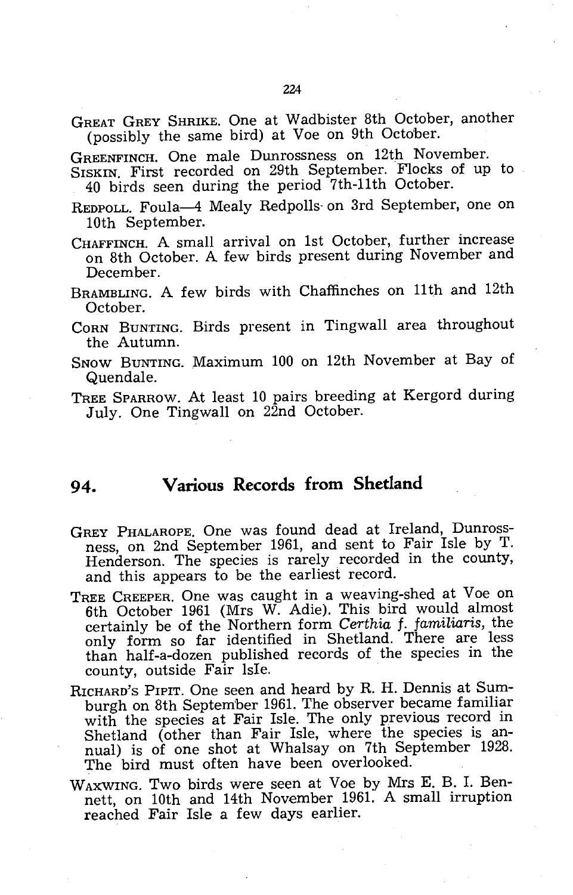Great Grey Shrike. One at Wadbister 8th October, another (possibly the same bird) at Voe on 9th October.

Greenfinch. One male Dunrossness on 12th November.

Siskin. First recorded on 29th September. Flocks of up to 40 birds seen during the period 7th-11th October.

Redpoll. Foula—4 Mealy Redpolls on 3rd September, one on 10th September.

Chaffinch. A small arrival on 1st October, further increase on 8th October. A few birds present during November and December.

Brambling. A few birds with Chaffinches on 11th and 12th October.

Corn Bunting. Birds present in Tingwall area throughout the Autumn.

Snow Bunting. Maximum 100 on 12th November at Bay of Quendale.

Tree Sparrow. At least 10 pairs breeding at Kergord during July. One Tingwall on 22nd October.

## 94. Various Records from Shetland

Grey Phalarope. One was found dead at Ireland, Dunrossness, on 2nd September 1961, and sent to Fair Isle by T. Henderson. The species is rarely recorded in the county, and this appears to be the earliest record.

Tree Creeper. One was caught in a weaving-shed at Voe on 6th October 1961 (Mrs W. Adie). This bird would almost certainly be of the Northern form *Certhia f. familiaris*, the only form so far identified in Shetland. There are less than half-a-dozen published records of the species in the county, outside Fair Isle.

Richard's Pipit. One seen and heard by R. H. Dennis at Sumburgh on 8th September 1961. The observer became familiar with the species at Fair Isle. The only previous record in Shetland (other than Fair Isle, where the species is annual) is of one shot at Whalsay on 7th September 1928. The bird must often have been overlooked.

Waxwing. Two birds were seen at Voe by Mrs E. B. I. Bennett, on 10th and 14th November 1961. A small irruption reached Fair Isle a few days earlier.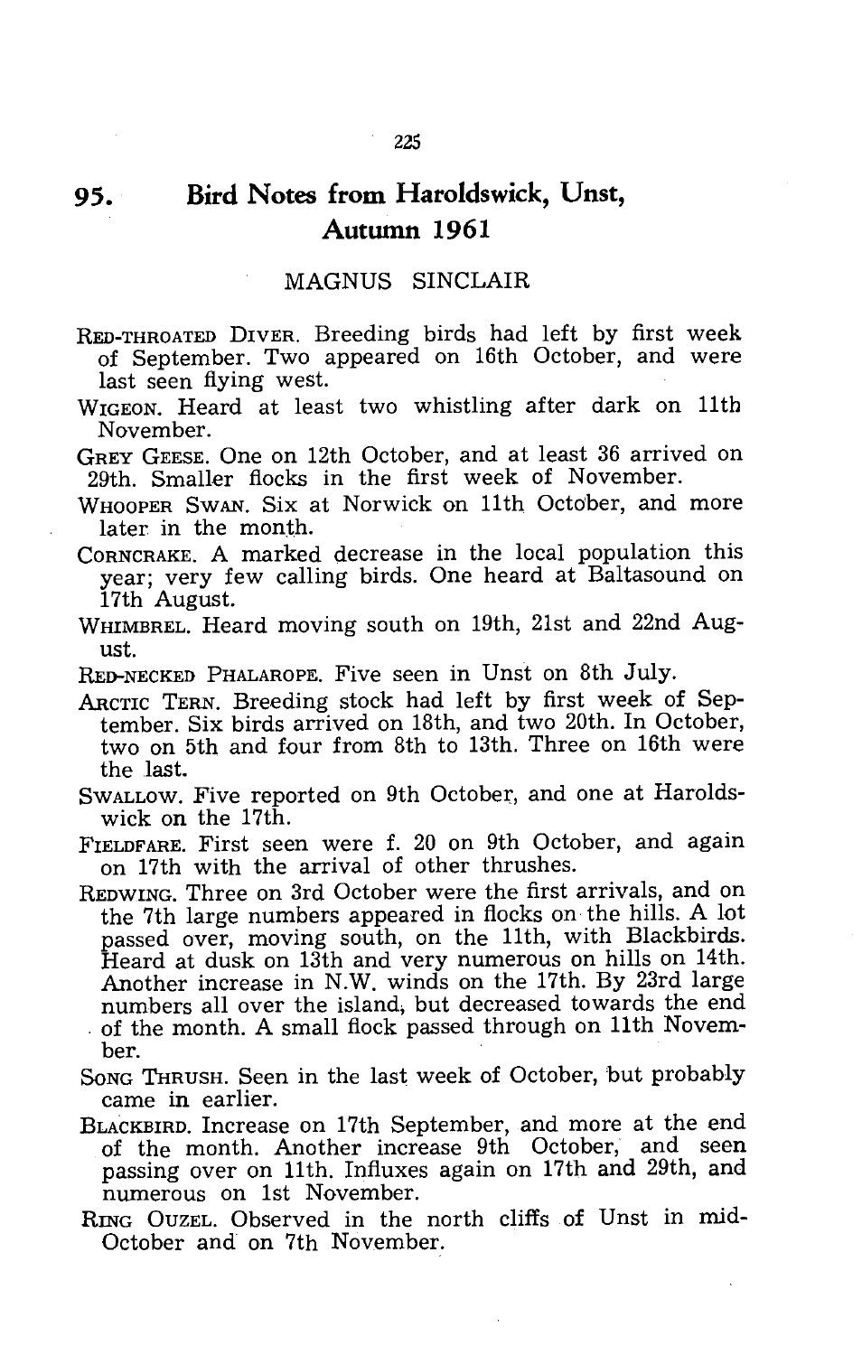## 95. Bird Notes from Haroldswick, Unst, Autumn 1961

MAGNUS SINCLAIR

RED-THROATED DIVER. Breeding birds had left by first week of September. Two appeared on 16th October, and were last seen flying west.

WIGEON. Heard at least two whistling after dark on 11th November.

GREY GEESE. One on 12th October, and at least 36 arrived on 29th. Smaller flocks in the first week of November.

WHOOPER SWAN. Six at Norwick on 11th October, and more later in the month.

CORNCRAKE. A marked decrease in the local population this year; very few calling birds. One heard at Baltasound on 17th August.

WHIMBREL. Heard moving south on 19th, 21st and 22nd August.

RED-NECKED PHALAROPE. Five seen in Unst on 8th July.

ARCTIC TERN. Breeding stock had left by first week of September. Six birds arrived on 18th, and two 20th. In October, two on 5th and four from 8th to 13th. Three on 16th were the last.

SWALLOW. Five reported on 9th October, and one at Haroldswick on the 17th.

FIELDFARE. First seen were f. 20 on 9th October, and again on 17th with the arrival of other thrushes.

REDWING. Three on 3rd October were the first arrivals, and on the 7th large numbers appeared in flocks on the hills. A lot passed over, moving south, on the 11th, with Blackbirds. Heard at dusk on 13th and very numerous on hills on 14th. Another increase in N.W. winds on the 17th. By 23rd large numbers all over the island, but decreased towards the end of the month. A small flock passed through on 11th November.

SONG THRUSH. Seen in the last week of October, but probably came in earlier.

BLACKBIRD. Increase on 17th September, and more at the end of the month. Another increase 9th October, and seen passing over on 11th. Influxes again on 17th and 29th, and numerous on 1st November.

RING OUZEL. Observed in the north cliffs of Unst in mid-October and on 7th November.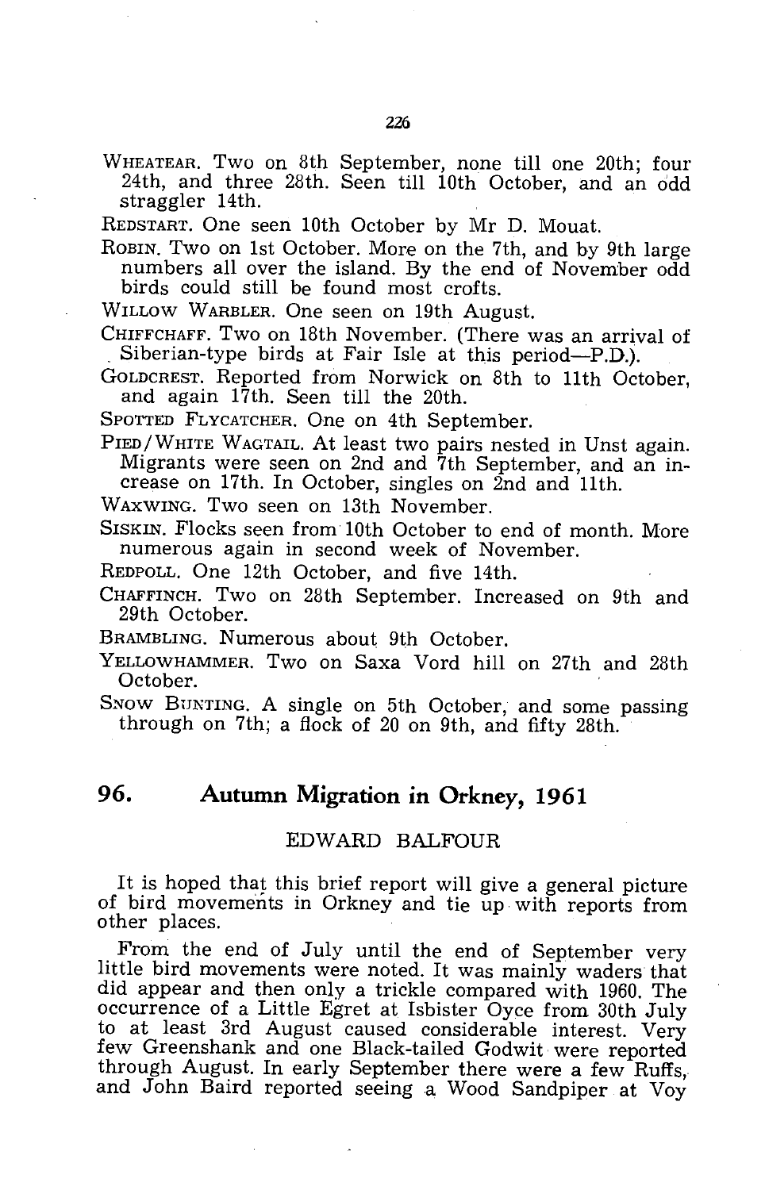WHEATEAR. Two on 8th September, none till one 20th; four 24th, and three 28th. Seen till 10th October, and an odd straggler 14th.

REDSTART. One seen 10th October by Mr D. Mouat.

ROBIN. Two on 1st October. More on the 7th, and by 9th large numbers all over the island. By the end of November odd birds could still be found most crofts.

WILLOW WARBLER. One seen on 19th August.

CHIFFCHAFF. Two on 18th November. (There was an arrival of Siberian-type birds at Fair Isle at this period—P.D.).

GOLDCREST. Reported from Norwick on 8th to 11th October, and again 17th. Seen till the 20th.

SPOTTED FLYCATCHER. One on 4th September.

PIED/WHITE WAGTAIL. At least two pairs nested in Unst again. Migrants were seen on 2nd and 7th September, and an increase on 17th. In October, singles on 2nd and 11th.

WAXWING. Two seen on 13th November.

SISKIN. Flocks seen from 10th October to end of month. More numerous again in second week of November.

REDPOLL. One 12th October, and five 14th.

CHAFFINCH. Two on 28th September. Increased on 9th and 29th October.

BRAMBLING. Numerous about 9th October.

YELLOWHAMMER. Two on Saxa Vord hill on 27th and 28th October.

SNOW BUNTING. A single on 5th October, and some passing through on 7th; a flock of 20 on 9th, and fifty 28th.

## 96. Autumn Migration in Orkney, 1961

EDWARD BALFOUR

It is hoped that this brief report will give a general picture of bird movements in Orkney and tie up with reports from other places.

From the end of July until the end of September very little bird movements were noted. It was mainly waders that did appear and then only a trickle compared with 1960. The occurrence of a Little Egret at Isbister Oyce from 30th July to at least 3rd August caused considerable interest. Very few Greenshank and one Black-tailed Godwit were reported through August. In early September there were a few Ruffs, and John Baird reported seeing a Wood Sandpiper at Voy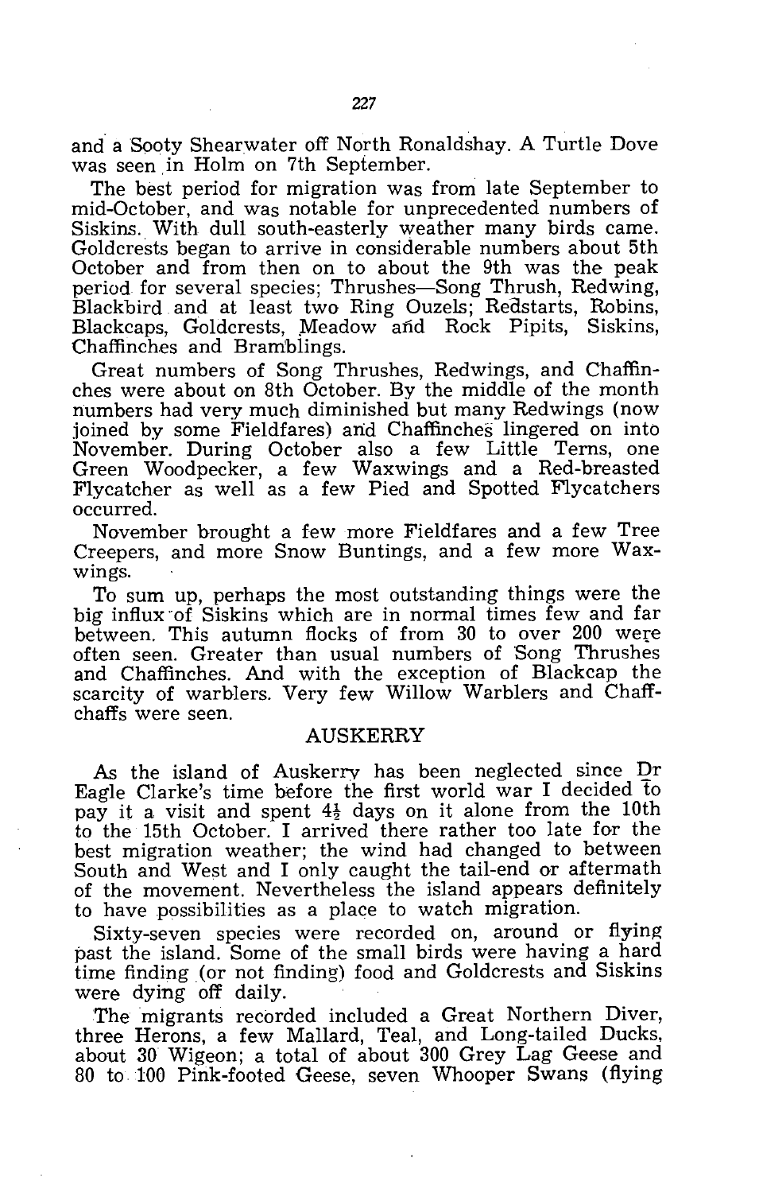and a Sooty Shearwater off North Ronaldshay. A Turtle Dove was seen in Holm on 7th September.

The best period for migration was from late September to mid-October, and was notable for unprecedented numbers of Siskins. With dull south-easterly weather many birds came. Goldcrests began to arrive in considerable numbers about 5th October and from then on to about the 9th was the peak period for several species; Thrushes—Song Thrush, Redwing, Blackbird and at least two Ring Ouzels; Redstarts, Robins, Blackcaps, Goldcrests, Meadow and Rock Pipits, Siskins, Chaffinches and Bramblings.

Great numbers of Song Thrushes, Redwings, and Chaffinches were about on 8th October. By the middle of the month numbers had very much diminished but many Redwings (now joined by some Fieldfares) and Chaffinches lingered on into November. During October also a few Little Terns, one Green Woodpecker, a few Waxwings and a Red-breasted Flycatcher as well as a few Pied and Spotted Flycatchers occurred.

November brought a few more Fieldfares and a few Tree Creepers, and more Snow Buntings, and a few more Waxwings.

To sum up, perhaps the most outstanding things were the big influx of Siskins which are in normal times few and far between. This autumn flocks of from 30 to over 200 were often seen. Greater than usual numbers of Song Thrushes and Chaffinches. And with the exception of Blackcap the scarcity of warblers. Very few Willow Warblers and Chiffchaffs were seen.

## AUSKERRY

As the island of Auskerry has been neglected since Dr Eagle Clarke's time before the first world war I decided to pay it a visit and spent 4½ days on it alone from the 10th to the 15th October. I arrived there rather too late for the best migration weather; the wind had changed to between South and West and I only caught the tail-end or aftermath of the movement. Nevertheless the island appears definitely to have possibilities as a place to watch migration.

Sixty-seven species were recorded on, around or flying past the island. Some of the small birds were having a hard time finding (or not finding) food and Goldcrests and Siskins were dying off daily.

The migrants recorded included a Great Northern Diver, three Herons, a few Mallard, Teal, and Long-tailed Ducks, about 30 Wigeon; a total of about 300 Grey Lag Geese and 80 to 100 Pink-footed Geese, seven Whooper Swans (flying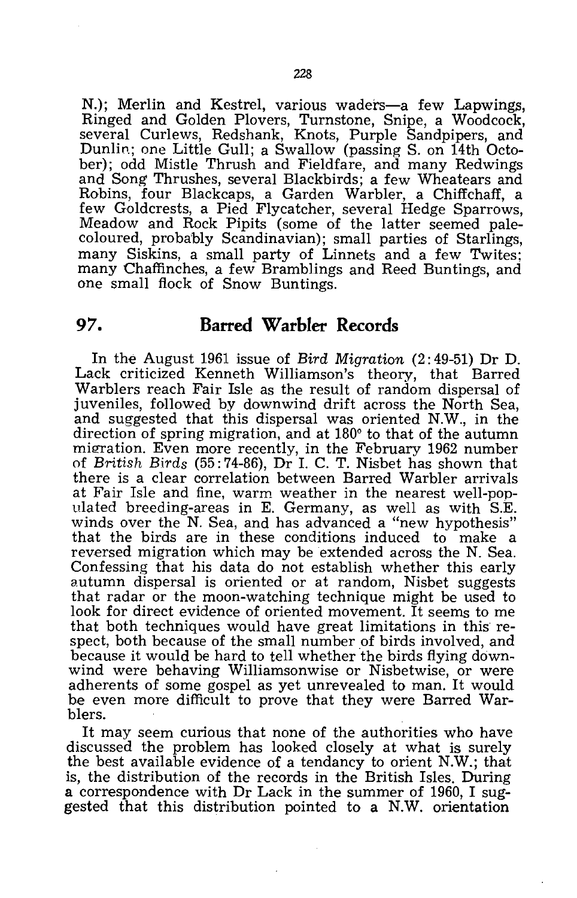N.); Merlin and Kestrel, various waders—a few Lapwings, Ringed and Golden Plovers, Turnstone, Snipe, a Woodcock, several Curlews, Redshank, Knots, Purple Sandpipers, and Dunlin; one Little Gull; a Swallow (passing S. on 14th October); odd Mistle Thrush and Fieldfare, and many Redwings and Song Thrushes, several Blackbirds; a few Wheatears and Robins, four Blackcaps, a Garden Warbler, a Chiffchaff, a few Goldcrests, a Pied Flycatcher, several Hedge Sparrows, Meadow and Rock Pipits (some of the latter seemed pale-coloured, probably Scandinavian); small parties of Starlings, many Siskins, a small party of Linnets and a few Twites; many Chaffinches, a few Bramblings and Reed Buntings, and one small flock of Snow Buntings.

## 97. Barred Warbler Records

In the August 1961 issue of *Bird Migration* (2:49-51) Dr D. Lack criticized Kenneth Williamson's theory, that Barred Warblers reach Fair Isle as the result of random dispersal of juveniles, followed by downwind drift across the North Sea, and suggested that this dispersal was oriented N.W., in the direction of spring migration, and at 180° to that of the autumn migration. Even more recently, in the February 1962 number of *British Birds* (55:74-86), Dr I. C. T. Nisbet has shown that there is a clear correlation between Barred Warbler arrivals at Fair Isle and fine, warm weather in the nearest well-populated breeding-areas in E. Germany, as well as with S.E. winds over the N. Sea, and has advanced a "new hypothesis" that the birds are in these conditions induced to make a reversed migration which may be extended across the N. Sea. Confessing that his data do not establish whether this early autumn dispersal is oriented or at random, Nisbet suggests that radar or the moon-watching technique might be used to look for direct evidence of oriented movement. It seems to me that both techniques would have great limitations in this respect, both because of the small number of birds involved, and because it would be hard to tell whether the birds flying downwind were behaving Williamsonwise or Nisbetwise, or were adherents of some gospel as yet unrevealed to man. It would be even more difficult to prove that they were Barred Warblers.

It may seem curious that none of the authorities who have discussed the problem has looked closely at what is surely the best available evidence of a tendancy to orient N.W.; that is, the distribution of the records in the British Isles. During a correspondence with Dr Lack in the summer of 1960, I suggested that this distribution pointed to a N.W. orientation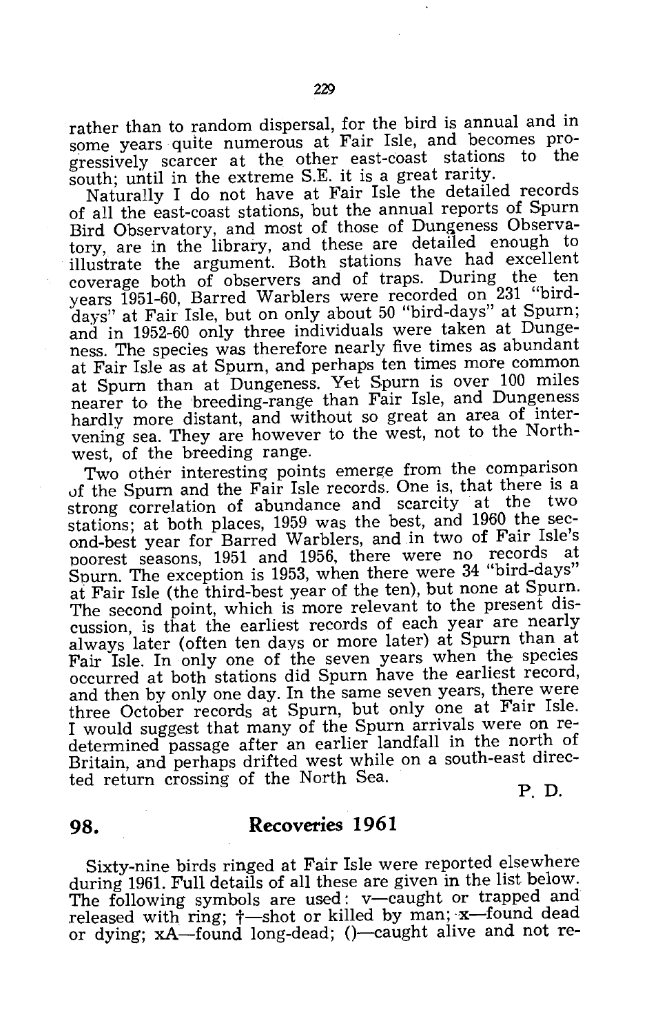rather than to random dispersal, for the bird is annual and in some years quite numerous at Fair Isle, and becomes progressively scarcer at the other east-coast stations to the south; until in the extreme S.E. it is a great rarity.

Naturally I do not have at Fair Isle the detailed records of all the east-coast stations, but the annual reports of Spurn Bird Observatory, and most of those of Dungeness Observatory, are in the library, and these are detailed enough to illustrate the argument. Both stations have had excellent coverage both of observers and of traps. During the ten years 1951-60, Barred Warblers were recorded on 231 "bird-days" at Fair Isle, but on only about 50 "bird-days" at Spurn; and in 1952-60 only three individuals were taken at Dungeness. The species was therefore nearly five times as abundant at Fair Isle as at Spurn, and perhaps ten times more common at Spurn than at Dungeness. Yet Spurn is over 100 miles nearer to the breeding-range than Fair Isle, and Dungeness hardly more distant, and without so great an area of intervening sea. They are however to the west, not to the North-west, of the breeding range.

Two other interesting points emerge from the comparison of the Spurn and the Fair Isle records. One is, that there is a strong correlation of abundance and scarcity at the two stations; at both places, 1959 was the best, and 1960 the second-best year for Barred Warblers, and in two of Fair Isle's poorest seasons, 1951 and 1956, there were no records at Spurn. The exception is 1953, when there were 34 "bird-days" at Fair Isle (the third-best year of the ten), but none at Spurn. The second point, which is more relevant to the present discussion, is that the earliest records of each year are nearly always later (often ten days or more later) at Spurn than at Fair Isle. In only one of the seven years when the species occurred at both stations did Spurn have the earliest record, and then by only one day. In the same seven years, there were three October records at Spurn, but only one at Fair Isle. I would suggest that many of the Spurn arrivals were on re-determined passage after an earlier landfall in the north of Britain, and perhaps drifted west while on a south-east directed return crossing of the North Sea.

P. D.

## 98. Recoveries 1961

Sixty-nine birds ringed at Fair Isle were reported elsewhere during 1961. Full details of all these are given in the list below. The following symbols are used: v—caught or trapped and released with ring; †—shot or killed by man; x—found dead or dying; xA—found long-dead; ()—caught alive and not re-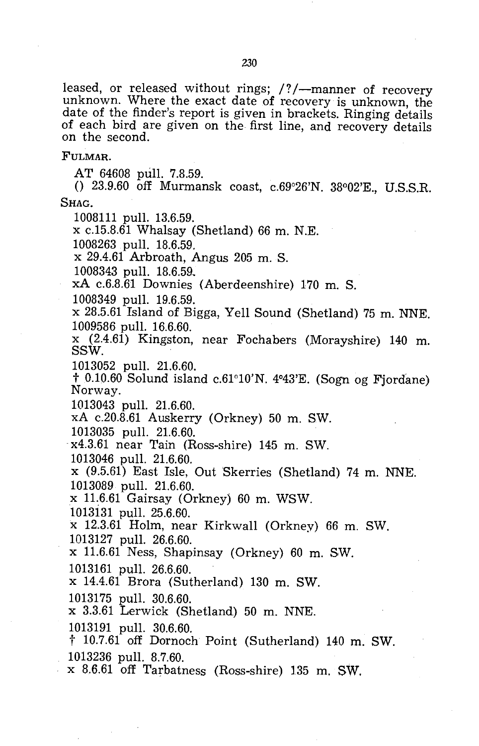leased, or released without rings; /?/—manner of recovery unknown. Where the exact date of recovery is unknown, the date of the finder's report is given in brackets. Ringing details of each bird are given on the first line, and recovery details on the second.

FULMAR.

AT 64608 pull. 7.8.59.
() 23.9.60 off Murmansk coast, c.69°26'N. 38°02'E., U.S.S.R.

SHAG.

1008111 pull. 13.6.59.
x c.15.8.61 Whalsay (Shetland) 66 m. N.E.

1008263 pull. 18.6.59.
x 29.4.61 Arbroath, Angus 205 m. S.

1008343 pull. 18.6.59.
xA c.6.8.61 Downies (Aberdeenshire) 170 m. S.

1008349 pull. 19.6.59.
x 28.5.61 Island of Bigga, Yell Sound (Shetland) 75 m. NNE.

1009586 pull. 16.6.60.
x (2.4.61) Kingston, near Fochabers (Morayshire) 140 m. SSW.

1013052 pull. 21.6.60.
† 0.10.60 Solund island c.61°10'N. 4°43'E. (Sogn og Fjordane) Norway.

1013043 pull. 21.6.60.
xA c.20.8.61 Auskerry (Orkney) 50 m. SW.

1013035 pull. 21.6.60.
x4.3.61 near Tain (Ross-shire) 145 m. SW.

1013046 pull. 21.6.60.
x (9.5.61) East Isle, Out Skerries (Shetland) 74 m. NNE.

1013089 pull. 21.6.60.
x 11.6.61 Gairsay (Orkney) 60 m. WSW.

1013131 pull. 25.6.60.
x 12.3.61 Holm, near Kirkwall (Orkney) 66 m. SW.

1013127 pull. 26.6.60.
x 11.6.61 Ness, Shapinsay (Orkney) 60 m. SW.

1013161 pull. 26.6.60.
x 14.4.61 Brora (Sutherland) 130 m. SW.

1013175 pull. 30.6.60.
x 3.3.61 Lerwick (Shetland) 50 m. NNE.

1013191 pull. 30.6.60.
† 10.7.61 off Dornoch Point (Sutherland) 140 m. SW.

1013236 pull. 8.7.60.
x 8.6.61 off Tarbatness (Ross-shire) 135 m. SW.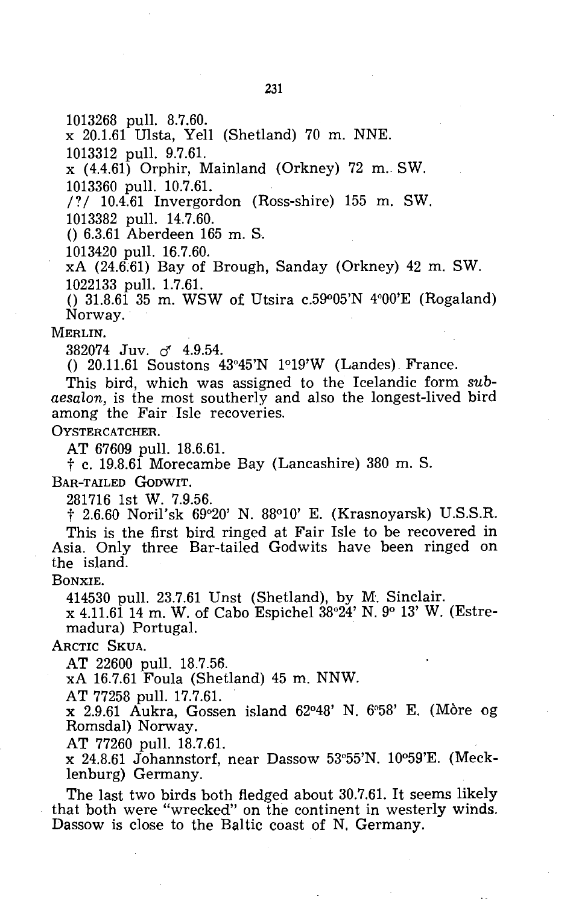1013268 pull. 8.7.60.
x 20.1.61 Ulsta, Yell (Shetland) 70 m. NNE.

1013312 pull. 9.7.61.
x (4.4.61) Orphir, Mainland (Orkney) 72 m. SW.

1013360 pull. 10.7.61.
/?/ 10.4.61 Invergordon (Ross-shire) 155 m. SW.

1013382 pull. 14.7.60.
() 6.3.61 Aberdeen 165 m. S.

1013420 pull. 16.7.60.
xA (24.6.61) Bay of Brough, Sanday (Orkney) 42 m. SW.

1022133 pull. 1.7.61.
() 31.8.61 35 m. WSW of Utsira c.59°05'N 4°00'E (Rogaland) Norway.

MERLIN.

382074 Juv. ♂ 4.9.54.
() 20.11.61 Soustons 43°45'N 1°19'W (Landes) France.

This bird, which was assigned to the Icelandic form *subaesalon*, is the most southerly and also the longest-lived bird among the Fair Isle recoveries.

OYSTERCATCHER.

AT 67609 pull. 18.6.61.
† c. 19.8.61 Morecambe Bay (Lancashire) 380 m. S.

BAR-TAILED GODWIT.

281716 1st W. 7.9.56.
† 2.6.60 Noril'sk 69°20' N. 88°10' E. (Krasnoyarsk) U.S.S.R.

This is the first bird ringed at Fair Isle to be recovered in Asia. Only three Bar-tailed Godwits have been ringed on the island.

BONXIE.

414530 pull. 23.7.61 Unst (Shetland), by M. Sinclair.
x 4.11.61 14 m. W. of Cabo Espichel 38°24' N. 9° 13' W. (Estremadura) Portugal.

ARCTIC SKUA.

AT 22600 pull. 18.7.56.
xA 16.7.61 Foula (Shetland) 45 m. NNW.

AT 77258 pull. 17.7.61.
x 2.9.61 Aukra, Gossen island 62°48' N. 6°58' E. (Mòre og Romsdal) Norway.

AT 77260 pull. 18.7.61.
x 24.8.61 Johannstorf, near Dassow 53°55'N. 10°59'E. (Mecklenburg) Germany.

The last two birds both fledged about 30.7.61. It seems likely that both were "wrecked" on the continent in westerly winds. Dassow is close to the Baltic coast of N. Germany.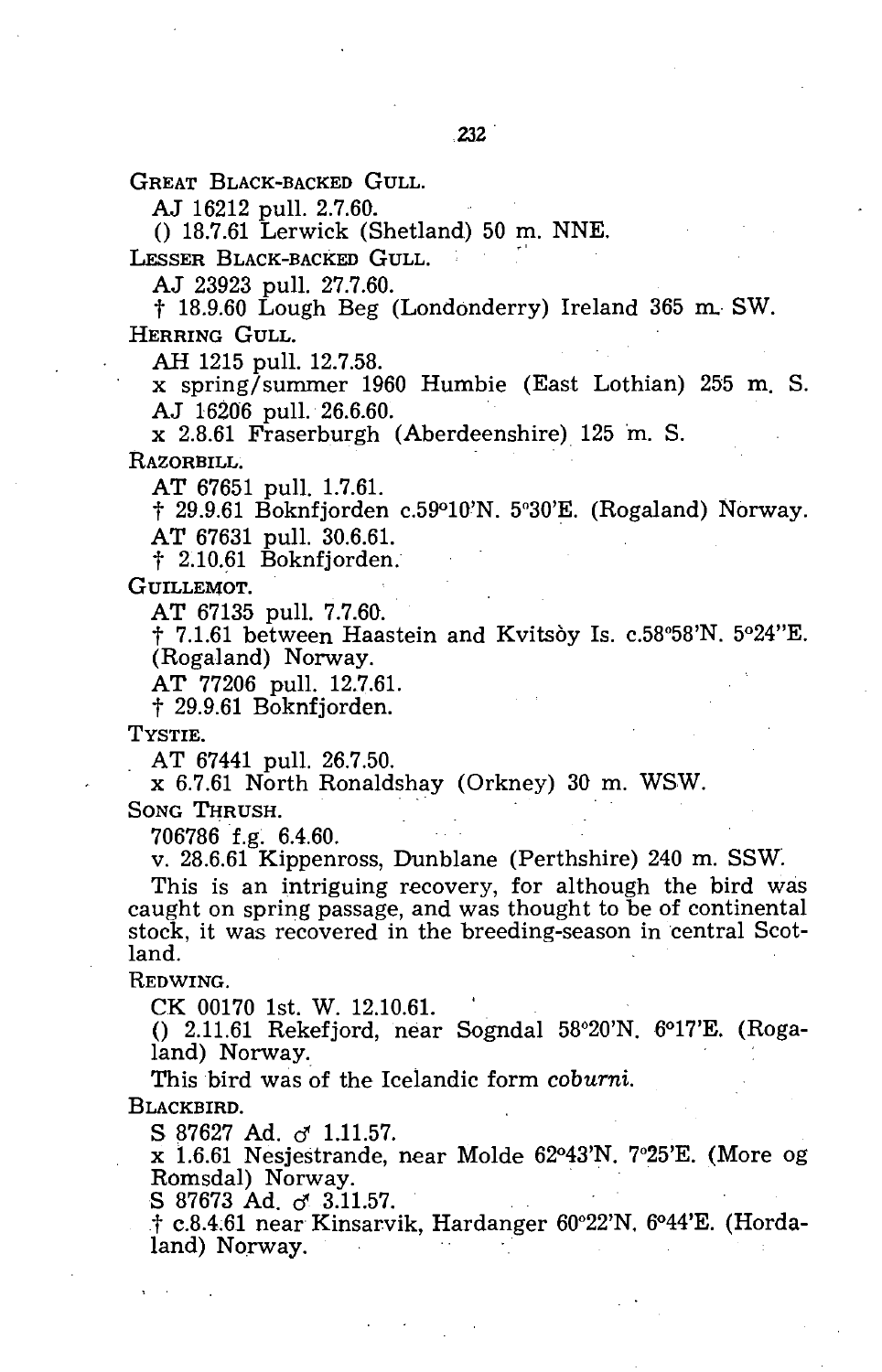GREAT BLACK-BACKED GULL.

AJ 16212 pull. 2.7.60.

() 18.7.61 Lerwick (Shetland) 50 m. NNE.

LESSER BLACK-BACKED GULL.

AJ 23923 pull. 27.7.60.

† 18.9.60 Lough Beg (Londonderry) Ireland 365 m. SW.

HERRING GULL.

AH 1215 pull. 12.7.58.

x spring/summer 1960 Humbie (East Lothian) 255 m. S.

AJ 16206 pull. 26.6.60.

x 2.8.61 Fraserburgh (Aberdeenshire) 125 m. S.

RAZORBILL.

AT 67651 pull. 1.7.61.

† 29.9.61 Boknfjorden c.59°10'N. 5°30'E. (Rogaland) Norway.

AT 67631 pull. 30.6.61.

† 2.10.61 Boknfjorden.

GUILLEMOT.

AT 67135 pull. 7.7.60.

† 7.1.61 between Haastein and Kvitsöy Is. c.58°58'N. 5°24"E. (Rogaland) Norway.

AT 77206 pull. 12.7.61.

† 29.9.61 Boknfjorden.

TYSTIE.

AT 67441 pull. 26.7.50.

x 6.7.61 North Ronaldshay (Orkney) 30 m. WSW.

SONG THRUSH.

706786 f.g. 6.4.60.

v. 28.6.61 Kippenross, Dunblane (Perthshire) 240 m. SSW.

This is an intriguing recovery, for although the bird was caught on spring passage, and was thought to be of continental stock, it was recovered in the breeding-season in central Scotland.

REDWING.

CK 00170 1st. W. 12.10.61.

() 2.11.61 Rekefjord, near Sogndal 58°20'N. 6°17'E. (Rogaland) Norway.

This bird was of the Icelandic form *coburni*.

BLACKBIRD.

S 87627 Ad. ♂ 1.11.57.

x 1.6.61 Nesjestrande, near Molde 62°43'N. 7°25'E. (More og Romsdal) Norway.

S 87673 Ad. ♂ 3.11.57.

† c.8.4.61 near Kinsarvik, Hardanger 60°22'N. 6°44'E. (Hordaland) Norway.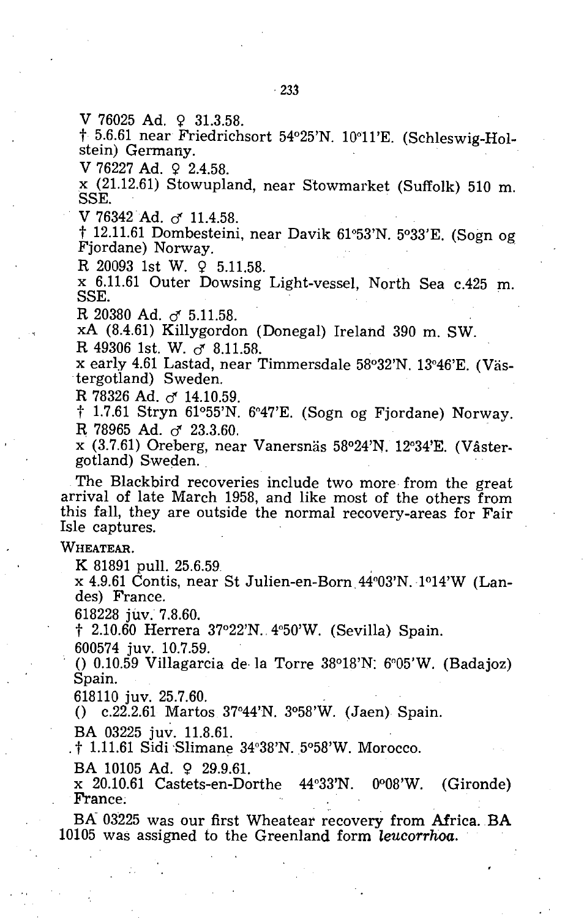V 76025 Ad. ♀ 31.3.58.

† 5.6.61 near Friedrichsort 54°25'N. 10°11'E. (Schleswig-Holstein) Germany.

V 76227 Ad. ♀ 2.4.58.

x (21.12.61) Stowupland, near Stowmarket (Suffolk) 510 m. SSE.

V 76342 Ad. ♂ 11.4.58.

† 12.11.61 Dombesteini, near Davik 61°53'N. 5°33'E. (Sogn og Fjordane) Norway.

R 20093 1st W. ♀ 5.11.58.

x 6.11.61 Outer Dowsing Light-vessel, North Sea c.425 m. SSE.

R 20380 Ad. ♂ 5.11.58.

xA (8.4.61) Killygordon (Donegal) Ireland 390 m. SW.

R 49306 1st. W. ♂ 8.11.58.

x early 4.61 Lastad, near Timmersdale 58°32'N. 13°46'E. (Västergotland) Sweden.

R 78326 Ad. ♂ 14.10.59.

† 1.7.61 Stryn 61°55'N. 6°47'E. (Sogn og Fjordane) Norway.

R 78965 Ad. ♂ 23.3.60.

x (3.7.61) Oreberg, near Vanersnäs 58°24'N. 12°34'E. (Våstergotland) Sweden.

The Blackbird recoveries include two more from the great arrival of late March 1958, and like most of the others from this fall, they are outside the normal recovery-areas for Fair Isle captures.

WHEATEAR.

K 81891 pull. 25.6.59.

x 4.9.61 Contis, near St Julien-en-Born 44°03'N. 1°14'W (Landes) France.

618228 juv. 7.8.60.

† 2.10.60 Herrera 37°22'N. 4°50'W. (Sevilla) Spain.

600574 juv. 10.7.59.

() 0.10.59 Villagarcia de la Torre 38°18'N. 6°05'W. (Badajoz) Spain.

618110 juv. 25.7.60.

() c.22.2.61 Martos 37°44'N. 3°58'W. (Jaen) Spain.

BA 03225 juv. 11.8.61.

† 1.11.61 Sidi Slimane 34°38'N. 5°58'W. Morocco.

BA 10105 Ad. ♀ 29.9.61.

x 20.10.61 Castets-en-Dorthe 44°33'N. 0°08'W. (Gironde) France.

BA 03225 was our first Wheatear recovery from Africa. BA 10105 was assigned to the Greenland form *leucorrhoa*.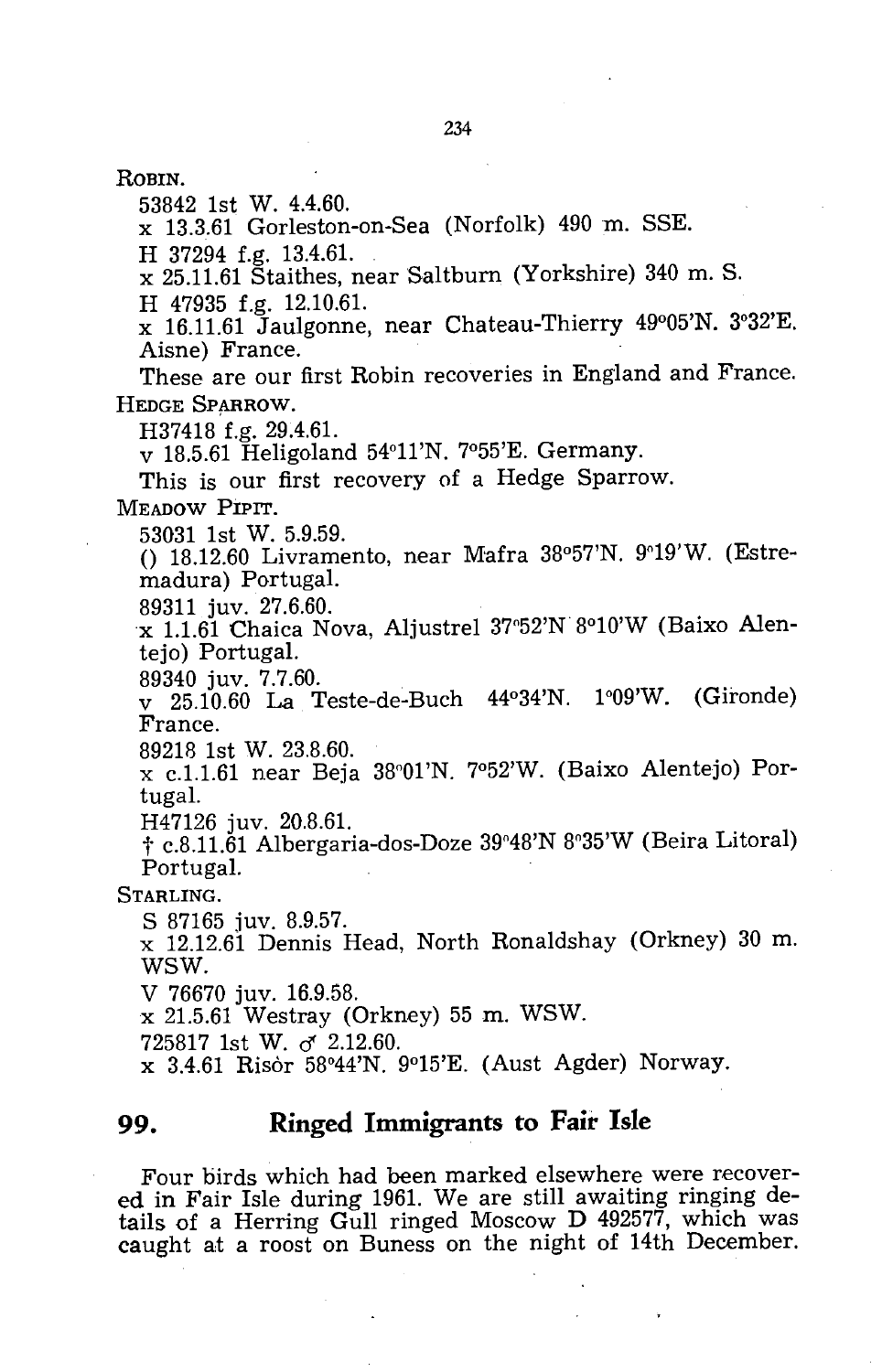ROBIN.

53842 1st W. 4.4.60.

x 13.3.61 Gorleston-on-Sea (Norfolk) 490 m. SSE.

H 37294 f.g. 13.4.61.

x 25.11.61 Staithes, near Saltburn (Yorkshire) 340 m. S.

H 47935 f.g. 12.10.61.

x 16.11.61 Jaulgonne, near Chateau-Thierry 49°05'N. 3°32'E. Aisne) France.

These are our first Robin recoveries in England and France.

HEDGE SPARROW.

H37418 f.g. 29.4.61.

v 18.5.61 Heligoland 54°11'N. 7°55'E. Germany.

This is our first recovery of a Hedge Sparrow.

MEADOW PIPIT.

53031 1st W. 5.9.59.

() 18.12.60 Livramento, near Mafra 38°57'N. 9°19'W. (Estremadura) Portugal.

89311 juv. 27.6.60.

x 1.1.61 Chaica Nova, Aljustrel 37°52'N 8°10'W (Baixo Alentejo) Portugal.

89340 juv. 7.7.60.

v 25.10.60 La Teste-de-Buch 44°34'N. 1°09'W. (Gironde) France.

89218 1st W. 23.8.60.

x c.1.1.61 near Beja 38°01'N. 7°52'W. (Baixo Alentejo) Portugal.

H47126 juv. 20.8.61.

† c.8.11.61 Albergaria-dos-Doze 39°48'N 8°35'W (Beira Litoral) Portugal.

STARLING.

S 87165 juv. 8.9.57.

x 12.12.61 Dennis Head, North Ronaldshay (Orkney) 30 m. WSW.

V 76670 juv. 16.9.58.

x 21.5.61 Westray (Orkney) 55 m. WSW.

725817 1st W. ♂ 2.12.60.

x 3.4.61 Risör 58°44'N. 9°15'E. (Aust Agder) Norway.

## 99. Ringed Immigrants to Fair Isle

Four birds which had been marked elsewhere were recovered in Fair Isle during 1961. We are still awaiting ringing details of a Herring Gull ringed Moscow D 492577, which was caught at a roost on Buness on the night of 14th December.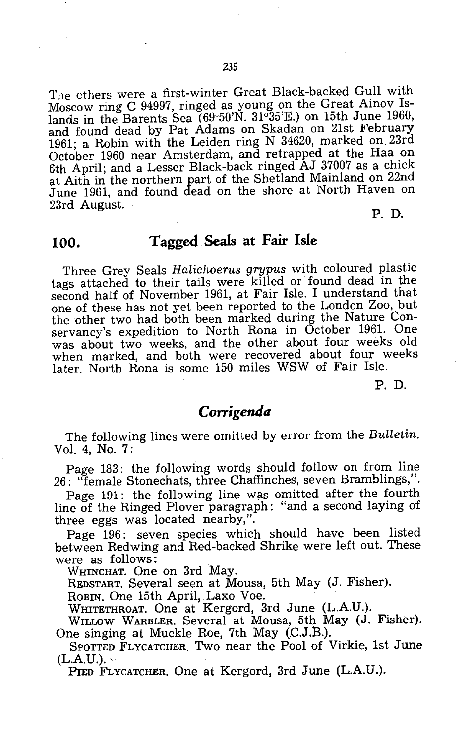The cthers were a first-winter Great Black-backed Gull with Moscow ring C 94997, ringed as young on the Great Ainov Islands in the Barents Sea (69°50'N. 31°35'E.) on 15th June 1960, and found dead by Pat Adams on Skadan on 21st February 1961; a Robin with the Leiden ring N 34620, marked on 23rd October 1960 near Amsterdam, and retrapped at the Haa on 6th April; and a Lesser Black-back ringed AJ 37007 as a chick at Aith in the northern part of the Shetland Mainland on 22nd June 1961, and found dead on the shore at North Haven on 23rd August.

P. D.

## 100. Tagged Seals at Fair Isle

Three Grey Seals *Halichoerus grypus* with coloured plastic tags attached to their tails were killed or found dead in the second half of November 1961, at Fair Isle. I understand that one of these has not yet been reported to the London Zoo, but the other two had both been marked during the Nature Conservancy's expedition to North Rona in October 1961. One was about two weeks, and the other about four weeks old when marked, and both were recovered about four weeks later. North Rona is some 150 miles WSW of Fair Isle.

P. D.

## *Corrigenda*

The following lines were omitted by error from the *Bulletin.* Vol. 4, No. 7:

Page 183: the following words should follow on from line 26: "female Stonechats, three Chaffinches, seven Bramblings,".

Page 191: the following line was omitted after the fourth line of the Ringed Plover paragraph: "and a second laying of three eggs was located nearby,".

Page 196: seven species which should have been listed between Redwing and Red-backed Shrike were left out. These were as follows:

WHINCHAT. One on 3rd May.

REDSTART. Several seen at Mousa, 5th May (J. Fisher).

ROBIN. One 15th April, Laxo Voe.

WHITETHROAT. One at Kergord, 3rd June (L.A.U.).

WILLOW WARBLER. Several at Mousa, 5th May (J. Fisher). One singing at Muckle Roe, 7th May (C.J.B.).

SPOTTED FLYCATCHER. Two near the Pool of Virkie, 1st June (L.A.U.).

PIED FLYCATCHER. One at Kergord, 3rd June (L.A.U.).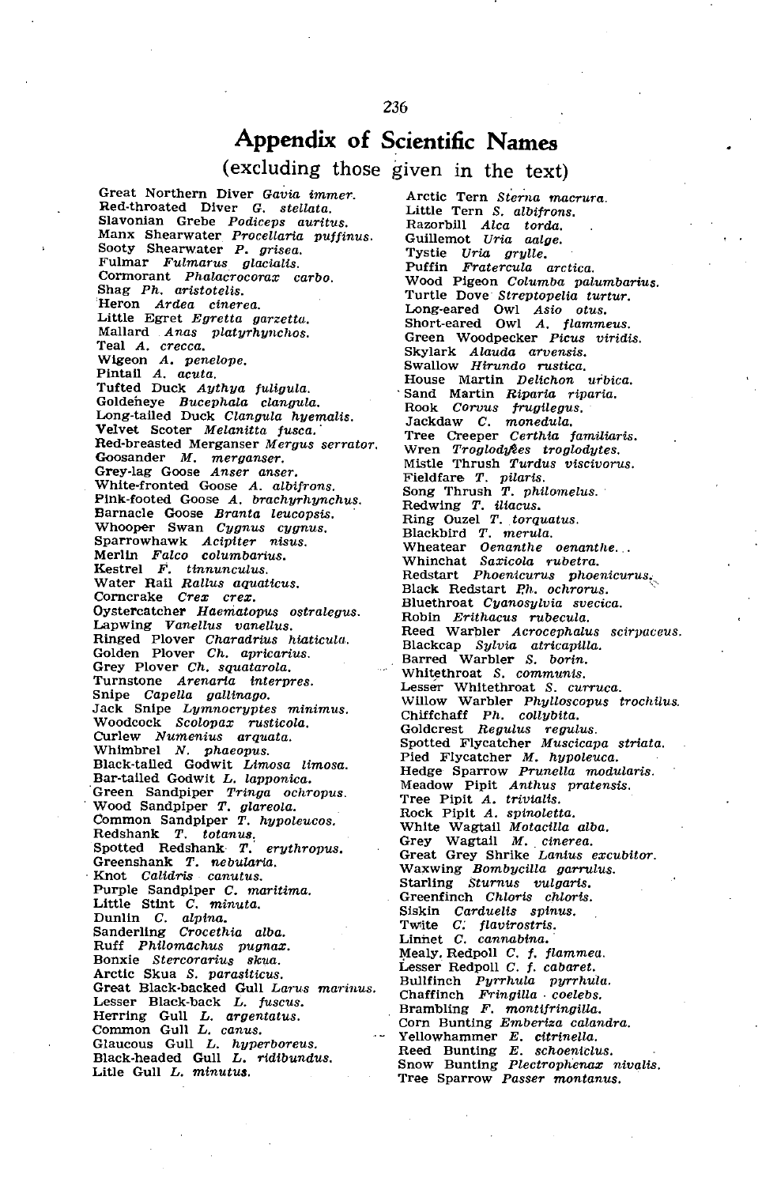# Appendix of Scientific Names

(excluding those given in the text)

Great Northern Diver *Gavia immer.*
Red-throated Diver *G. stellata.*
Slavonian Grebe *Podiceps auritus.*
Manx Shearwater *Procellaria puffinus.*
Sooty Shearwater *P. grisea.*
Fulmar *Fulmarus glacialis.*
Cormorant *Phalacrocorax carbo.*
Shag *Ph. aristotelis.*
Heron *Ardea cinerea.*
Little Egret *Egretta garzetta.*
Mallard *Anas platyrhynchos.*
Teal *A. crecca.*
Wigeon *A. penelope.*
Pintail *A. acuta.*
Tufted Duck *Aythya fuligula.*
Goldeneye *Bucephala clangula.*
Long-tailed Duck *Clangula hyemalis.*
Velvet Scoter *Melanitta fusca.*
Red-breasted Merganser *Mergus serrator.*
Goosander *M. merganser.*
Grey-lag Goose *Anser anser.*
White-fronted Goose *A. albifrons.*
Pink-footed Goose *A. brachyrhynchus.*
Barnacle Goose *Branta leucopsis.*
Whooper Swan *Cygnus cygnus.*
Sparrowhawk *Acipiter nisus.*
Merlin *Falco columbarius.*
Kestrel *F. tinnunculus.*
Water Rail *Rallus aquaticus.*
Corncrake *Crex crex.*
Oystercatcher *Haematopus ostralegus.*
Lapwing *Vanellus vanellus.*
Ringed Plover *Charadrius hiaticula.*
Golden Plover *Ch. apricarius.*
Grey Plover *Ch. squatarola.*
Turnstone *Arenaria interpres.*
Snipe *Capella gallinago.*
Jack Snipe *Lymnocryptes minimus.*
Woodcock *Scolopax rusticola.*
Curlew *Numenius arquata.*
Whimbrel *N. phaeopus.*
Black-tailed Godwit *Limosa limosa.*
Bar-tailed Godwit *L. lapponica.*
Green Sandpiper *Tringa ochropus.*
Wood Sandpiper *T. glareola.*
Common Sandpiper *T. hypoleucos.*
Redshank *T. totanus.*
Spotted Redshank *T. erythropus.*
Greenshank *T. nebularia.*
Knot *Calidris canutus.*
Purple Sandpiper *C. maritima.*
Little Stint *C. minuta.*
Dunlin *C. alpina.*
Sanderling *Crocethia alba.*
Ruff *Philomachus pugnax.*
Bonxie *Stercorarius skua.*
Arctic Skua *S. parasiticus.*
Great Black-backed Gull *Larus marinus.*
Lesser Black-back *L. fuscus.*
Herring Gull *L. argentatus.*
Common Gull *L. canus.*
Glaucous Gull *L. hyperboreus.*
Black-headed Gull *L. ridibundus.*
Litle Gull *L. minutus.*
Arctic Tern *Sterna macrura.*
Little Tern *S. albifrons.*
Razorbill *Alca torda.*
Guillemot *Uria aalge.*
Tystie *Uria grylle.*
Puffin *Fratercula arctica.*
Wood Pigeon *Columba palumbarius.*
Turtle Dove *Streptopelia turtur.*
Long-eared Owl *Asio otus.*
Short-eared Owl *A. flammeus.*
Green Woodpecker *Picus viridis.*
Skylark *Alauda arvensis.*
Swallow *Hirundo rustica.*
House Martin *Delichon urbica.*
Sand Martin *Riparia riparia.*
Rook *Corvus frugilegus.*
Jackdaw *C. monedula.*
Tree Creeper *Certhia familiaris.*
Wren *Troglodytes troglodytes.*
Mistle Thrush *Turdus viscivorus.*
Fieldfare *T. pilaris.*
Song Thrush *T. philomelus.*
Redwing *T. iliacus.*
Ring Ouzel *T. torquatus.*
Blackbird *T. merula.*
Wheatear *Oenanthe oenanthe.*
Whinchat *Saxicola rubetra.*
Redstart *Phoenicurus phoenicurus.*
Black Redstart *Ph. ochrorus.*
Bluethroat *Cyanosylvia svecica.*
Robin *Erithacus rubecula.*
Reed Warbler *Acrocephalus scirpaceus.*
Blackcap *Sylvia atricapilla.*
Barred Warbler *S. borin.*
Whitethroat *S. communis.*
Lesser Whitethroat *S. curruca.*
Willow Warbler *Phylloscopus trochilus.*
Chiffchaff *Ph. collybita.*
Goldcrest *Regulus regulus.*
Spotted Flycatcher *Muscicapa striata.*
Pied Flycatcher *M. hypoleuca.*
Hedge Sparrow *Prunella modularis.*
Meadow Pipit *Anthus pratensis.*
Tree Pipit *A. trivialis.*
Rock Pipit *A. spinoletta.*
White Wagtail *Motacilla alba.*
Grey Wagtail *M. cinerea.*
Great Grey Shrike *Lanius excubitor.*
Waxwing *Bombycilla garrulus.*
Starling *Sturnus vulgaris.*
Greenfinch *Chloris chloris.*
Siskin *Carduelis spinus.*
Twite *C. flavirostris.*
Linnet *C. cannabina.*
Mealy Redpoll *C. f. flammea.*
Lesser Redpoll *C. f. cabaret.*
Bullfinch *Pyrrhula pyrrhula.*
Chaffinch *Fringilla coelebs.*
Brambling *F. montifringilla.*
Corn Bunting *Emberiza calandra.*
Yellowhammer *E. citrinella.*
Reed Bunting *E. schoeniclus.*
Snow Bunting *Plectrophenax nivalis.*
Tree Sparrow *Passer montanus.*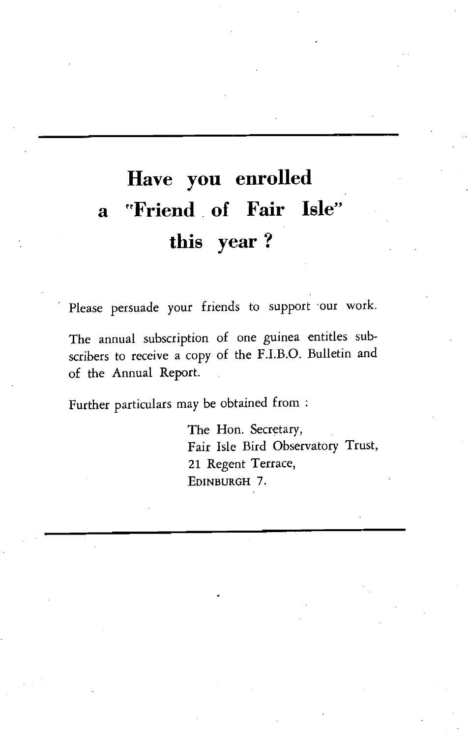---

# Have you enrolled a "Friend of Fair Isle" this year ?

Please persuade your friends to support our work.

The annual subscription of one guinea entitles subscribers to receive a copy of the F.I.B.O. Bulletin and of the Annual Report.

Further particulars may be obtained from :

The Hon. Secretary,  
Fair Isle Bird Observatory Trust,  
21 Regent Terrace,  
EDINBURGH 7.

---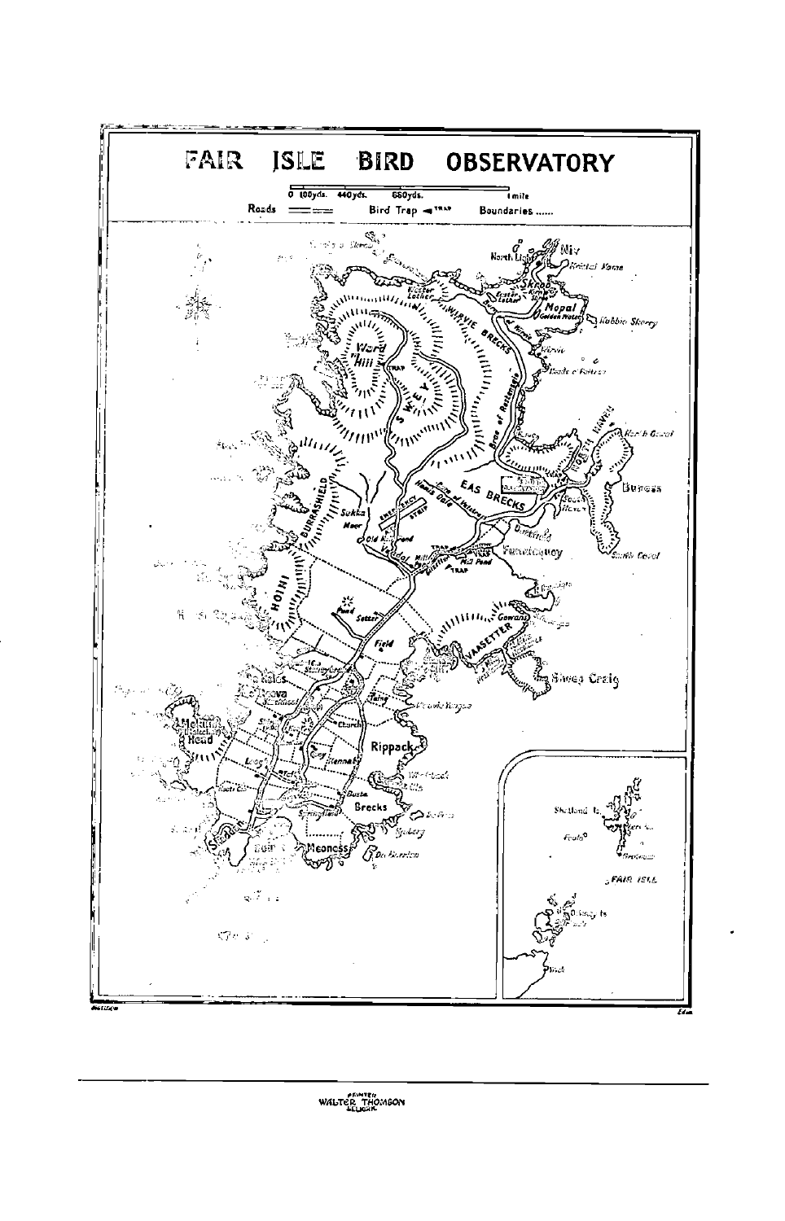# FAIR ISLE BIRD OBSERVATORY

0 100yds. 440yds. 880yds. 1 mile

Roads — Bird Trap — Boundaries ......

PRINTED
WALTER THOMSON
SELKIRK